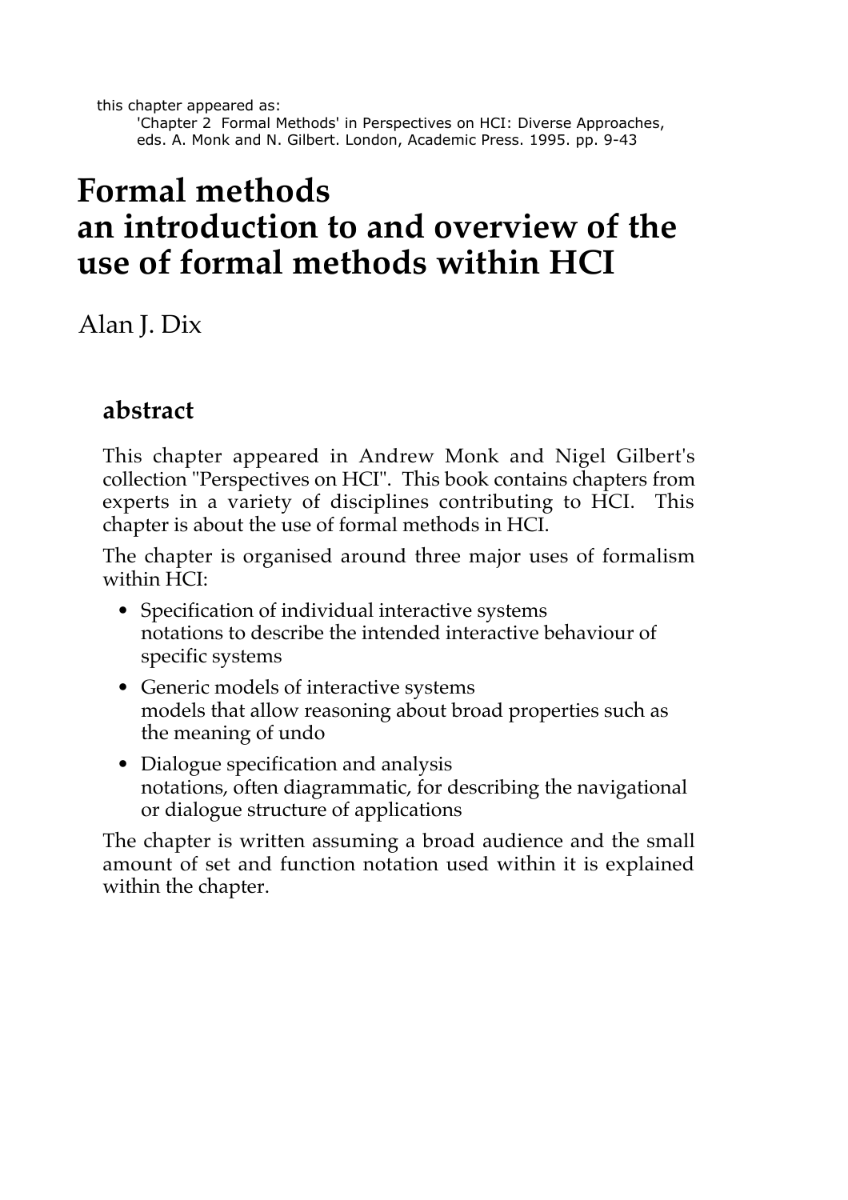this chapter appeared as:
'Chapter 2 Formal Methods' in Perspectives on HCI: Diverse Approaches, eds. A. Monk and N. Gilbert. London, Academic Press. 1995. pp. 9-43

# Formal methods an introduction to and overview of the use of formal methods within HCI

Alan J. Dix

## abstract

This chapter appeared in Andrew Monk and Nigel Gilbert's collection "Perspectives on HCI". This book contains chapters from experts in a variety of disciplines contributing to HCI. This chapter is about the use of formal methods in HCI.

The chapter is organised around three major uses of formalism within HCI:

- Specification of individual interactive systems
  notations to describe the intended interactive behaviour of specific systems
- Generic models of interactive systems
  models that allow reasoning about broad properties such as the meaning of undo
- Dialogue specification and analysis
  notations, often diagrammatic, for describing the navigational or dialogue structure of applications

The chapter is written assuming a broad audience and the small amount of set and function notation used within it is explained within the chapter.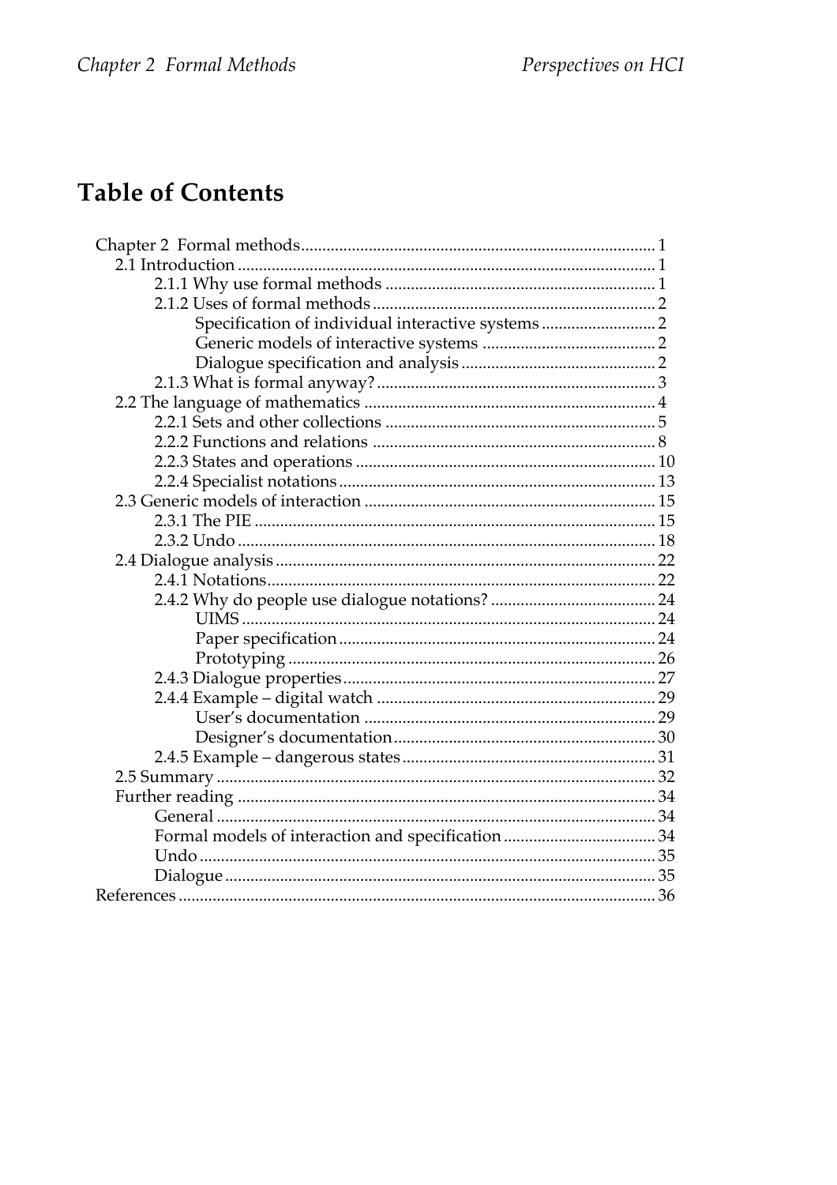# Table of Contents

- Chapter 2 Formal methods ........ 1
  - 2.1 Introduction ........ 1
    - 2.1.1 Why use formal methods ........ 1
    - 2.1.2 Uses of formal methods ........ 2
      - Specification of individual interactive systems ........ 2
      - Generic models of interactive systems ........ 2
      - Dialogue specification and analysis ........ 2
    - 2.1.3 What is formal anyway? ........ 3
  - 2.2 The language of mathematics ........ 4
    - 2.2.1 Sets and other collections ........ 5
    - 2.2.2 Functions and relations ........ 8
    - 2.2.3 States and operations ........ 10
    - 2.2.4 Specialist notations ........ 13
  - 2.3 Generic models of interaction ........ 15
    - 2.3.1 The PIE ........ 15
    - 2.3.2 Undo ........ 18
  - 2.4 Dialogue analysis ........ 22
    - 2.4.1 Notations ........ 22
    - 2.4.2 Why do people use dialogue notations? ........ 24
      - UIMS ........ 24
      - Paper specification ........ 24
      - Prototyping ........ 26
    - 2.4.3 Dialogue properties ........ 27
    - 2.4.4 Example – digital watch ........ 29
      - User's documentation ........ 29
      - Designer's documentation ........ 30
    - 2.4.5 Example – dangerous states ........ 31
  - 2.5 Summary ........ 32
  - Further reading ........ 34
    - General ........ 34
    - Formal models of interaction and specification ........ 34
    - Undo ........ 35
    - Dialogue ........ 35
- References ........ 36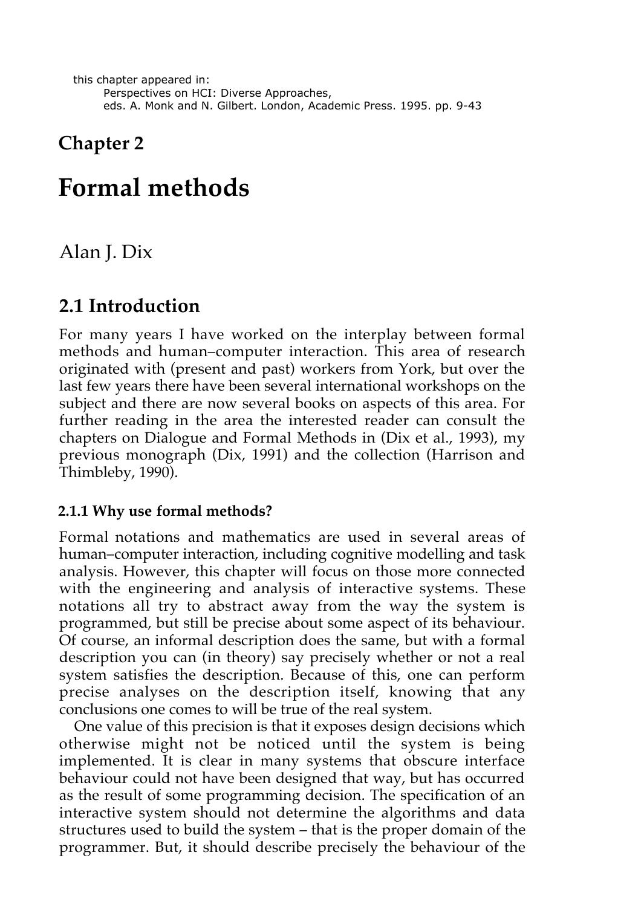this chapter appeared in:
Perspectives on HCI: Diverse Approaches,
eds. A. Monk and N. Gilbert. London, Academic Press. 1995. pp. 9-43

# Chapter 2

# Formal methods

Alan J. Dix

## 2.1 Introduction

For many years I have worked on the interplay between formal methods and human–computer interaction. This area of research originated with (present and past) workers from York, but over the last few years there have been several international workshops on the subject and there are now several books on aspects of this area. For further reading in the area the interested reader can consult the chapters on Dialogue and Formal Methods in (Dix et al., 1993), my previous monograph (Dix, 1991) and the collection (Harrison and Thimbleby, 1990).

### 2.1.1 Why use formal methods?

Formal notations and mathematics are used in several areas of human–computer interaction, including cognitive modelling and task analysis. However, this chapter will focus on those more connected with the engineering and analysis of interactive systems. These notations all try to abstract away from the way the system is programmed, but still be precise about some aspect of its behaviour. Of course, an informal description does the same, but with a formal description you can (in theory) say precisely whether or not a real system satisfies the description. Because of this, one can perform precise analyses on the description itself, knowing that any conclusions one comes to will be true of the real system.

One value of this precision is that it exposes design decisions which otherwise might not be noticed until the system is being implemented. It is clear in many systems that obscure interface behaviour could not have been designed that way, but has occurred as the result of some programming decision. The specification of an interactive system should not determine the algorithms and data structures used to build the system – that is the proper domain of the programmer. But, it should describe precisely the behaviour of the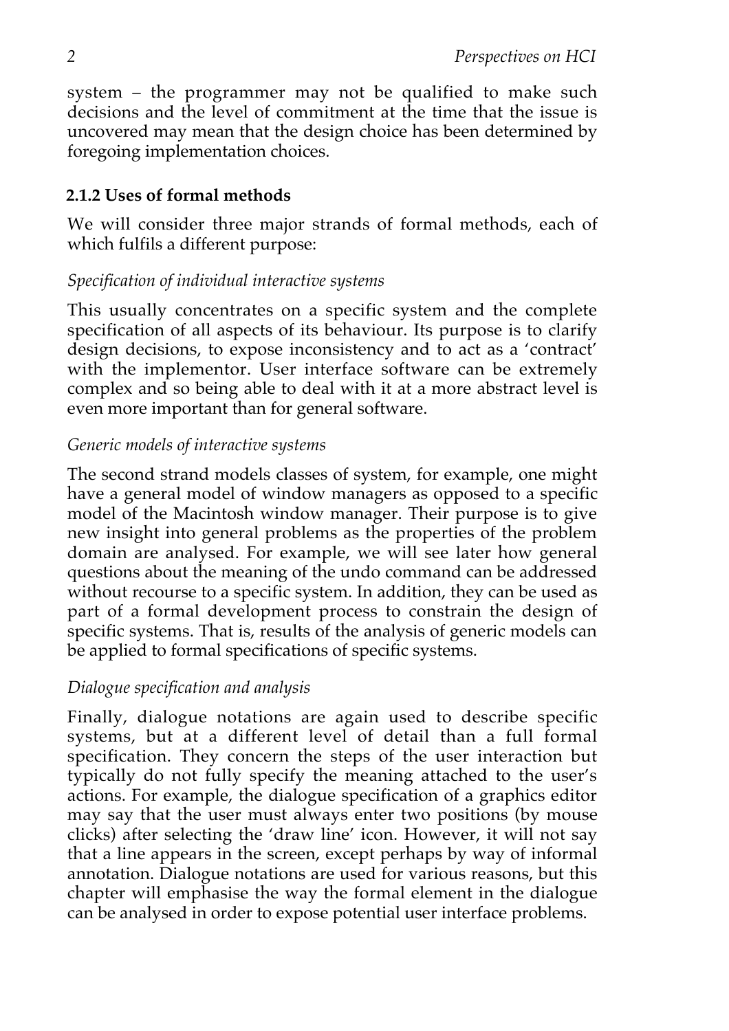system – the programmer may not be qualified to make such decisions and the level of commitment at the time that the issue is uncovered may mean that the design choice has been determined by foregoing implementation choices.

### 2.1.2 Uses of formal methods

We will consider three major strands of formal methods, each of which fulfils a different purpose:

*Specification of individual interactive systems*

This usually concentrates on a specific system and the complete specification of all aspects of its behaviour. Its purpose is to clarify design decisions, to expose inconsistency and to act as a 'contract' with the implementor. User interface software can be extremely complex and so being able to deal with it at a more abstract level is even more important than for general software.

*Generic models of interactive systems*

The second strand models classes of system, for example, one might have a general model of window managers as opposed to a specific model of the Macintosh window manager. Their purpose is to give new insight into general problems as the properties of the problem domain are analysed. For example, we will see later how general questions about the meaning of the undo command can be addressed without recourse to a specific system. In addition, they can be used as part of a formal development process to constrain the design of specific systems. That is, results of the analysis of generic models can be applied to formal specifications of specific systems.

*Dialogue specification and analysis*

Finally, dialogue notations are again used to describe specific systems, but at a different level of detail than a full formal specification. They concern the steps of the user interaction but typically do not fully specify the meaning attached to the user's actions. For example, the dialogue specification of a graphics editor may say that the user must always enter two positions (by mouse clicks) after selecting the 'draw line' icon. However, it will not say that a line appears in the screen, except perhaps by way of informal annotation. Dialogue notations are used for various reasons, but this chapter will emphasise the way the formal element in the dialogue can be analysed in order to expose potential user interface problems.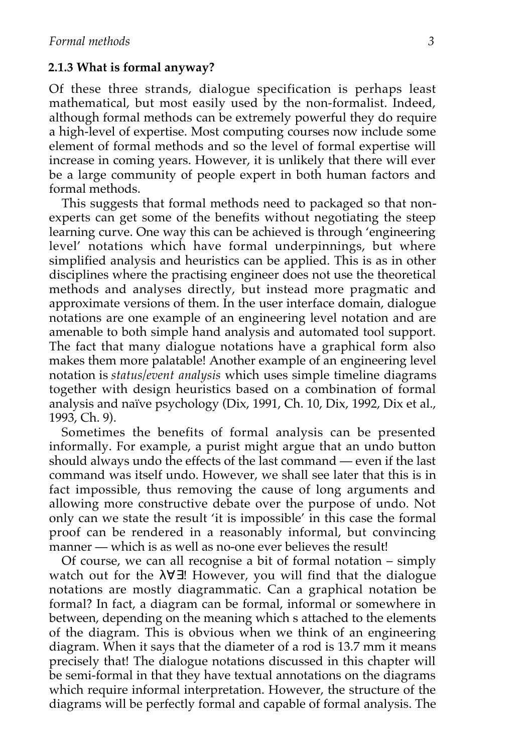### 2.1.3 What is formal anyway?

Of these three strands, dialogue specification is perhaps least mathematical, but most easily used by the non-formalist. Indeed, although formal methods can be extremely powerful they do require a high-level of expertise. Most computing courses now include some element of formal methods and so the level of formal expertise will increase in coming years. However, it is unlikely that there will ever be a large community of people expert in both human factors and formal methods.

This suggests that formal methods need to packaged so that non-experts can get some of the benefits without negotiating the steep learning curve. One way this can be achieved is through 'engineering level' notations which have formal underpinnings, but where simplified analysis and heuristics can be applied. This is as in other disciplines where the practising engineer does not use the theoretical methods and analyses directly, but instead more pragmatic and approximate versions of them. In the user interface domain, dialogue notations are one example of an engineering level notation and are amenable to both simple hand analysis and automated tool support. The fact that many dialogue notations have a graphical form also makes them more palatable! Another example of an engineering level notation is *status/event analysis* which uses simple timeline diagrams together with design heuristics based on a combination of formal analysis and naïve psychology (Dix, 1991, Ch. 10, Dix, 1992, Dix et al., 1993, Ch. 9).

Sometimes the benefits of formal analysis can be presented informally. For example, a purist might argue that an undo button should always undo the effects of the last command — even if the last command was itself undo. However, we shall see later that this is in fact impossible, thus removing the cause of long arguments and allowing more constructive debate over the purpose of undo. Not only can we state the result 'it is impossible' in this case the formal proof can be rendered in a reasonably informal, but convincing manner — which is as well as no-one ever believes the result!

Of course, we can all recognise a bit of formal notation – simply watch out for the λ∀∃! However, you will find that the dialogue notations are mostly diagrammatic. Can a graphical notation be formal? In fact, a diagram can be formal, informal or somewhere in between, depending on the meaning which s attached to the elements of the diagram. This is obvious when we think of an engineering diagram. When it says that the diameter of a rod is 13.7 mm it means precisely that! The dialogue notations discussed in this chapter will be semi-formal in that they have textual annotations on the diagrams which require informal interpretation. However, the structure of the diagrams will be perfectly formal and capable of formal analysis. The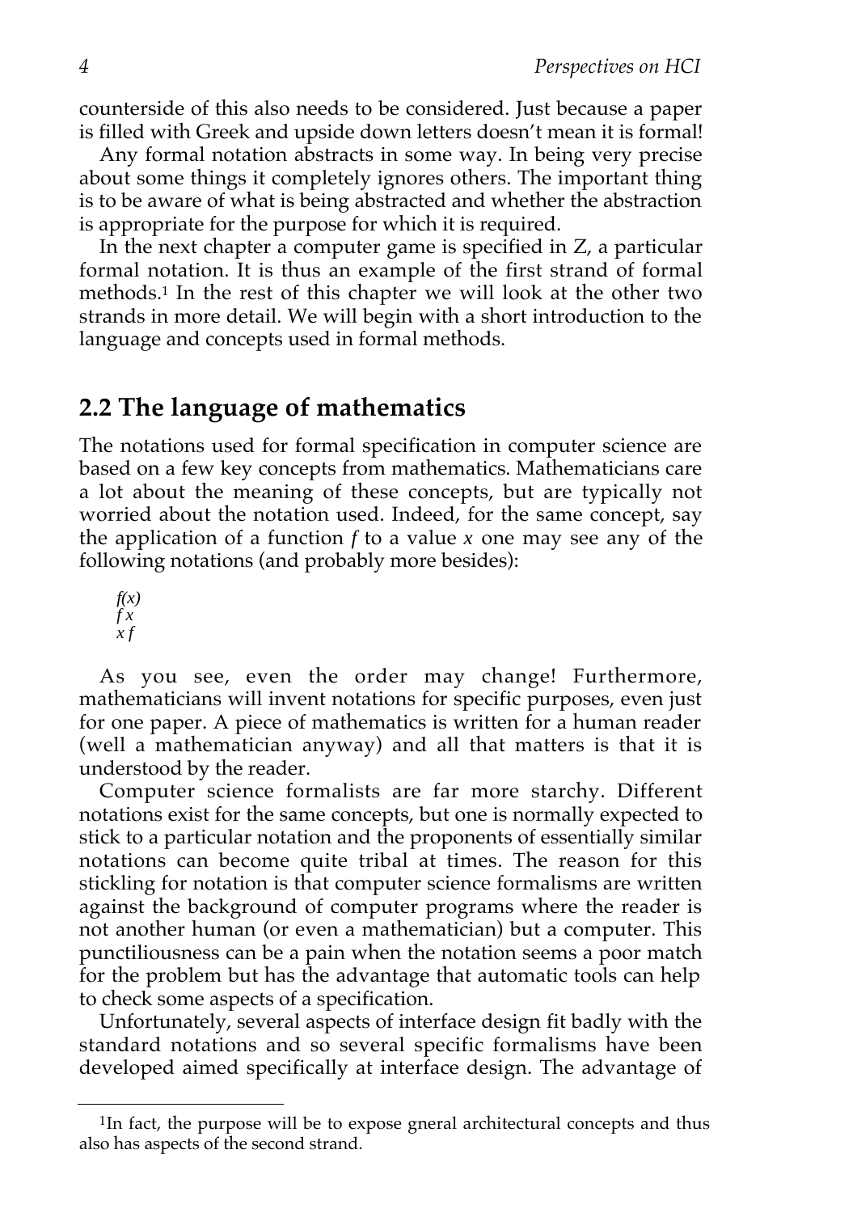counterside of this also needs to be considered. Just because a paper is filled with Greek and upside down letters doesn't mean it is formal!

Any formal notation abstracts in some way. In being very precise about some things it completely ignores others. The important thing is to be aware of what is being abstracted and whether the abstraction is appropriate for the purpose for which it is required.

In the next chapter a computer game is specified in Z, a particular formal notation. It is thus an example of the first strand of formal methods.[1] In the rest of this chapter we will look at the other two strands in more detail. We will begin with a short introduction to the language and concepts used in formal methods.

## 2.2 The language of mathematics

The notations used for formal specification in computer science are based on a few key concepts from mathematics. Mathematicians care a lot about the meaning of these concepts, but are typically not worried about the notation used. Indeed, for the same concept, say the application of a function $f$ to a value $x$ one may see any of the following notations (and probably more besides):

$f(x)$
$f\,x$
$x\,f$

As you see, even the order may change! Furthermore, mathematicians will invent notations for specific purposes, even just for one paper. A piece of mathematics is written for a human reader (well a mathematician anyway) and all that matters is that it is understood by the reader.

Computer science formalists are far more starchy. Different notations exist for the same concepts, but one is normally expected to stick to a particular notation and the proponents of essentially similar notations can become quite tribal at times. The reason for this stickling for notation is that computer science formalisms are written against the background of computer programs where the reader is not another human (or even a mathematician) but a computer. This punctiliousness can be a pain when the notation seems a poor match for the problem but has the advantage that automatic tools can help to check some aspects of a specification.

Unfortunately, several aspects of interface design fit badly with the standard notations and so several specific formalisms have been developed aimed specifically at interface design. The advantage of

[1]In fact, the purpose will be to expose gneral architectural concepts and thus also has aspects of the second strand.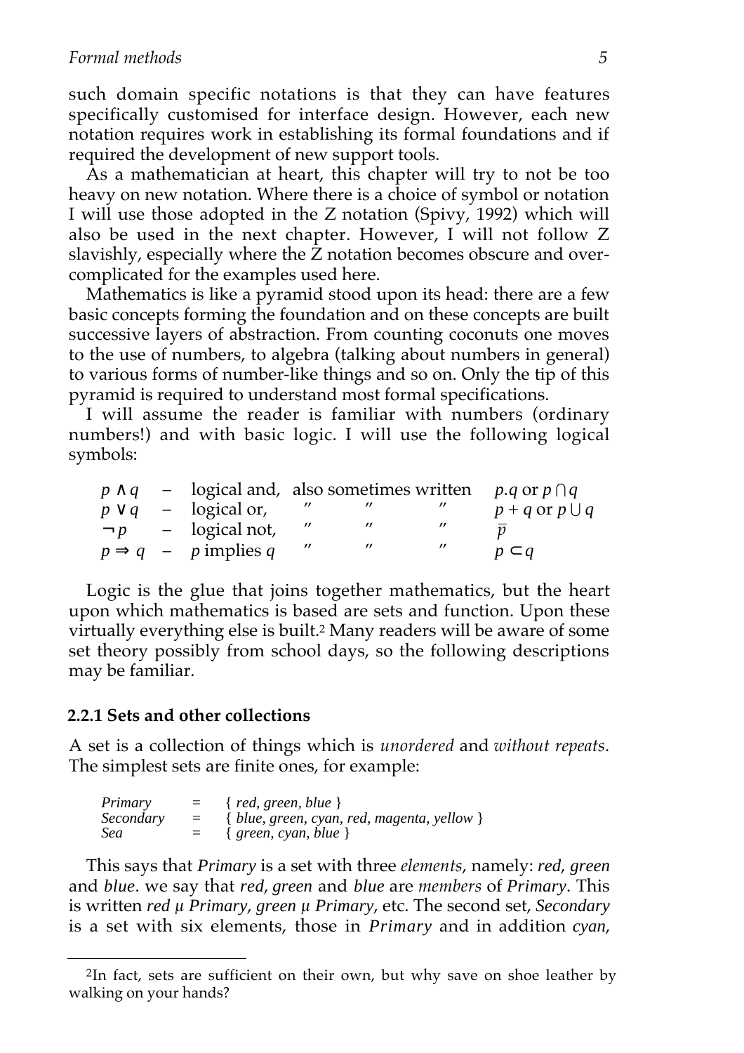such domain specific notations is that they can have features specifically customised for interface design. However, each new notation requires work in establishing its formal foundations and if required the development of new support tools.

As a mathematician at heart, this chapter will try to not be too heavy on new notation. Where there is a choice of symbol or notation I will use those adopted in the Z notation (Spivy, 1992) which will also be used in the next chapter. However, I will not follow Z slavishly, especially where the Z notation becomes obscure and over-complicated for the examples used here.

Mathematics is like a pyramid stood upon its head: there are a few basic concepts forming the foundation and on these concepts are built successive layers of abstraction. From counting coconuts one moves to the use of numbers, to algebra (talking about numbers in general) to various forms of number-like things and so on. Only the tip of this pyramid is required to understand most formal specifications.

I will assume the reader is familiar with numbers (ordinary numbers!) and with basic logic. I will use the following logical symbols:

| | | | |
|---|---|---|---|
| $p \wedge q$ | – | logical and, also sometimes written | $p.q$ or $p \cap q$ |
| $p \vee q$ | – | logical or, ″ ″ ″ | $p + q$ or $p \cup q$ |
| $\neg p$ | – | logical not, ″ ″ ″ | $\overline{p}$ |
| $p \Rightarrow q$ | – | $p$ implies $q$ ″ ″ ″ | $p \subset q$ |

Logic is the glue that joins together mathematics, but the heart upon which mathematics is based are sets and function. Upon these virtually everything else is built.[2] Many readers will be aware of some set theory possibly from school days, so the following descriptions may be familiar.

### 2.2.1 Sets and other collections

A set is a collection of things which is *unordered* and *without repeats*. The simplest sets are finite ones, for example:

| | | |
|---|---|---|
| *Primary* | = | { *red, green, blue* } |
| *Secondary* | = | { *blue, green, cyan, red, magenta, yellow* } |
| *Sea* | = | { *green, cyan, blue* } |

This says that *Primary* is a set with three *elements*, namely: *red*, *green* and *blue*. we say that *red*, *green* and *blue* are *members* of *Primary*. This is written *red µ Primary*, *green µ Primary*, etc. The second set, *Secondary* is a set with six elements, those in *Primary* and in addition *cyan*,

[2] In fact, sets are sufficient on their own, but why save on shoe leather by walking on your hands?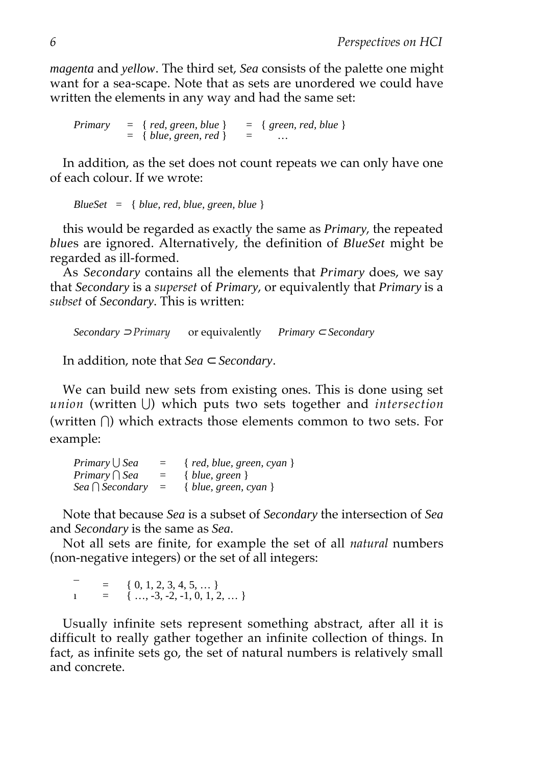*magenta* and *yellow*. The third set, *Sea* consists of the palette one might want for a sea-scape. Note that as sets are unordered we could have written the elements in any way and had the same set:

$$
\begin{aligned}
Primary &= \{\ red,\ green,\ blue\ \} = \{\ green,\ red,\ blue\ \} \\
&= \{\ blue,\ green,\ red\ \} = \ \ldots
\end{aligned}
$$

In addition, as the set does not count repeats we can only have one of each colour. If we wrote:

$$BlueSet = \{\ blue,\ red,\ blue,\ green,\ blue\ \}$$

this would be regarded as exactly the same as *Primary*, the repeated *blue*s are ignored. Alternatively, the definition of *BlueSet* might be regarded as ill-formed.

As *Secondary* contains all the elements that *Primary* does, we say that *Secondary* is a *superset* of *Primary*, or equivalently that *Primary* is a *subset* of *Secondary*. This is written:

$$Secondary \supset Primary \qquad \text{or equivalently} \qquad Primary \subset Secondary$$

In addition, note that $Sea \subset Secondary$.

We can build new sets from existing ones. This is done using set *union* (written $\bigcup$) which puts two sets together and *intersection* (written $\bigcap$) which extracts those elements common to two sets. For example:

$$
\begin{aligned}
Primary \bigcup Sea &= \{\ red,\ blue,\ green,\ cyan\ \} \\
Primary \bigcap Sea &= \{\ blue,\ green\ \} \\
Sea \bigcap Secondary &= \{\ blue,\ green,\ cyan\ \}
\end{aligned}
$$

Note that because *Sea* is a subset of *Secondary* the intersection of *Sea* and *Secondary* is the same as *Sea*.

Not all sets are finite, for example the set of all *natural* numbers (non-negative integers) or the set of all integers:

$$
\begin{aligned}
\mathbb{N} &= \{\ 0,\ 1,\ 2,\ 3,\ 4,\ 5,\ \ldots\ \} \\
\mathbb{Z} &= \{\ \ldots,\ -3,\ -2,\ -1,\ 0,\ 1,\ 2,\ \ldots\ \}
\end{aligned}
$$

Usually infinite sets represent something abstract, after all it is difficult to really gather together an infinite collection of things. In fact, as infinite sets go, the set of natural numbers is relatively small and concrete.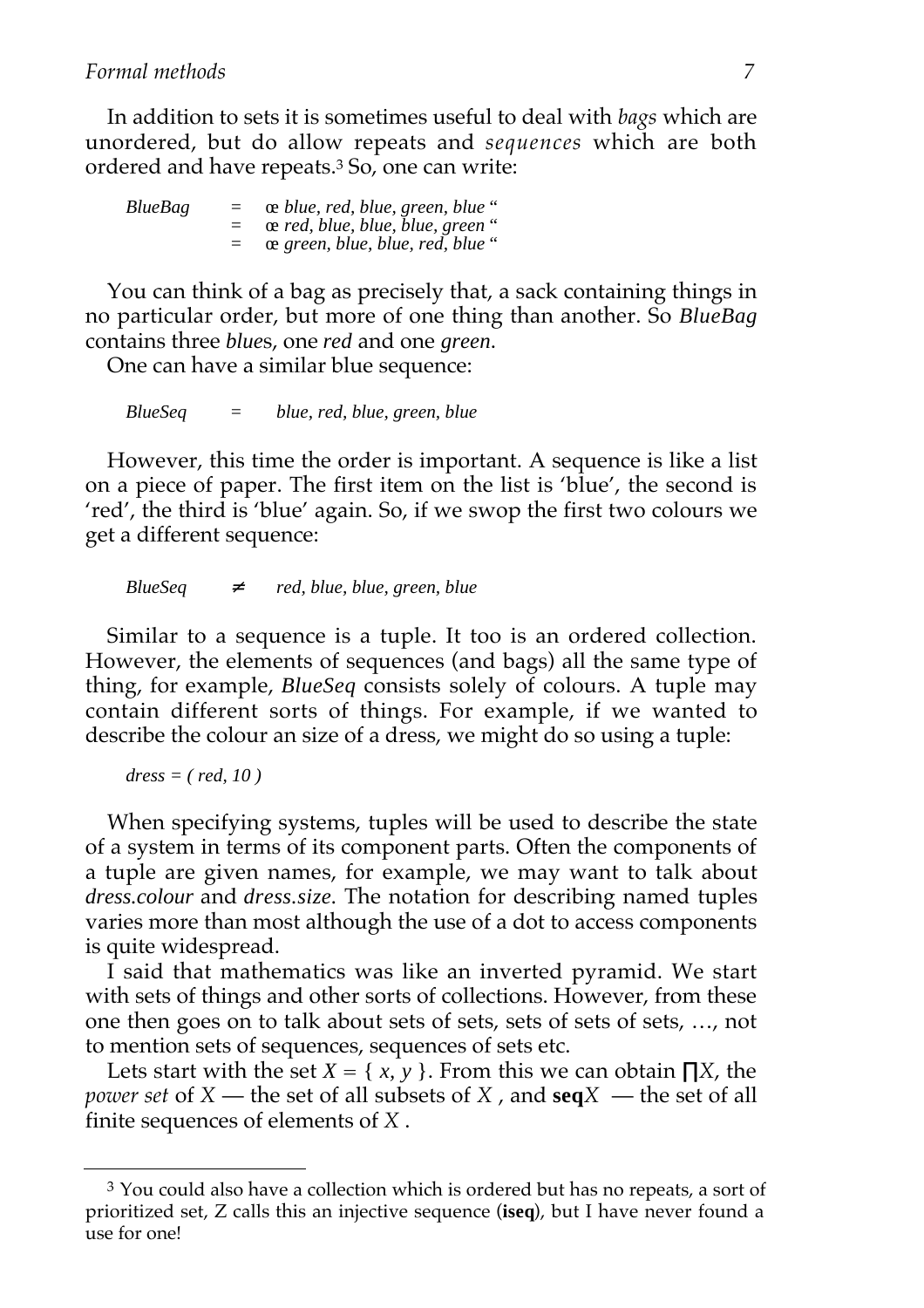In addition to sets it is sometimes useful to deal with *bags* which are unordered, but do allow repeats and *sequences* which are both ordered and have repeats.[3] So, one can write:

$$
\begin{aligned}
BlueBag &= ⟦\ blue, red, blue, green, blue\ ⟧ \\
&= ⟦\ red, blue, blue, blue, green\ ⟧ \\
&= ⟦\ green, blue, blue, red, blue\ ⟧
\end{aligned}
$$

You can think of a bag as precisely that, a sack containing things in no particular order, but more of one thing than another. So *BlueBag* contains three *blue*s, one *red* and one *green*.

One can have a similar blue sequence:

$$BlueSeq \quad = \quad \langle\ blue, red, blue, green, blue\ \rangle$$

However, this time the order is important. A sequence is like a list on a piece of paper. The first item on the list is 'blue', the second is 'red', the third is 'blue' again. So, if we swop the first two colours we get a different sequence:

$$BlueSeq \quad \neq \quad \langle\ red, blue, blue, green, blue\ \rangle$$

Similar to a sequence is a tuple. It too is an ordered collection. However, the elements of sequences (and bags) all the same type of thing, for example, *BlueSeq* consists solely of colours. A tuple may contain different sorts of things. For example, if we wanted to describe the colour an size of a dress, we might do so using a tuple:

$$dress = (\ red, 10\ )$$

When specifying systems, tuples will be used to describe the state of a system in terms of its component parts. Often the components of a tuple are given names, for example, we may want to talk about *dress.colour* and *dress.size*. The notation for describing named tuples varies more than most although the use of a dot to access components is quite widespread.

I said that mathematics was like an inverted pyramid. We start with sets of things and other sorts of collections. However, from these one then goes on to talk about sets of sets, sets of sets of sets, …, not to mention sets of sequences, sequences of sets etc.

Lets start with the set $X = \{ x, y \}$. From this we can obtain $\mathbb{P}X$, the *power set* of $X$ — the set of all subsets of $X$ , and $\mathbf{seq}X$ — the set of all finite sequences of elements of $X$ .

---

[3] You could also have a collection which is ordered but has no repeats, a sort of prioritized set, Z calls this an injective sequence (**iseq**), but I have never found a use for one!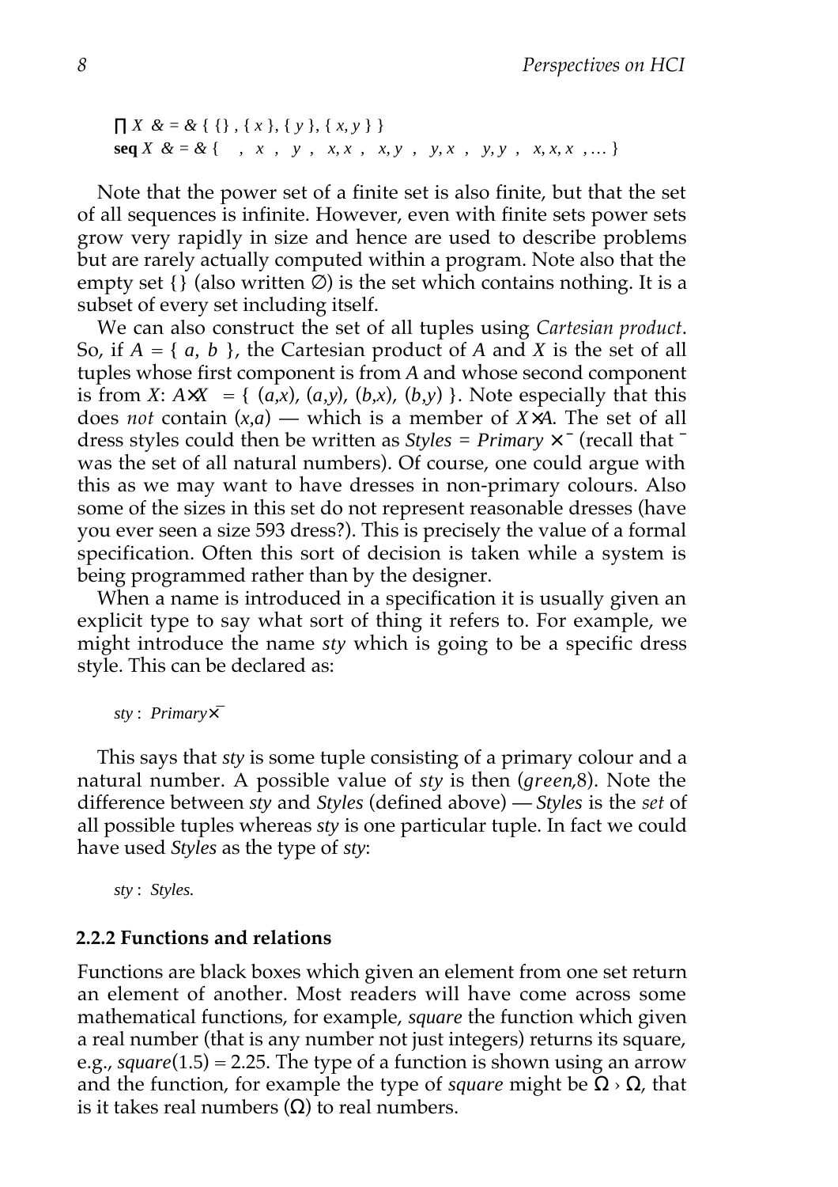$$\mathbb{P}\, X = \{\ \{\},\ \{x\},\ \{y\},\ \{x, y\}\ \}$$

$$\mathbf{seq}\, X = \{\ \langle\rangle,\ \langle x\rangle,\ \langle y\rangle,\ \langle x, x\rangle,\ \langle x, y\rangle,\ \langle y, x\rangle,\ \langle y, y\rangle,\ \langle x, x, x\rangle, \ldots\ \}$$

Note that the power set of a finite set is also finite, but that the set of all sequences is infinite. However, even with finite sets power sets grow very rapidly in size and hence are used to describe problems but are rarely actually computed within a program. Note also that the empty set {} (also written ∅) is the set which contains nothing. It is a subset of every set including itself.

We can also construct the set of all tuples using *Cartesian product*. So, if $A = \{ a, b \}$, the Cartesian product of $A$ and $X$ is the set of all tuples whose first component is from $A$ and whose second component is from $X$: $A \times X = \{ (a,x), (a,y), (b,x), (b,y) \}$. Note especially that this does *not* contain $(x,a)$ — which is a member of $X \times A$. The set of all dress styles could then be written as $Styles = Primary \times \mathbb{N}$ (recall that $\mathbb{N}$ was the set of all natural numbers). Of course, one could argue with this as we may want to have dresses in non-primary colours. Also some of the sizes in this set do not represent reasonable dresses (have you ever seen a size 593 dress?). This is precisely the value of a formal specification. Often this sort of decision is taken while a system is being programmed rather than by the designer.

When a name is introduced in a specification it is usually given an explicit type to say what sort of thing it refers to. For example, we might introduce the name *sty* which is going to be a specific dress style. This can be declared as:

$$sty : Primary \times \mathbb{N}$$

This says that *sty* is some tuple consisting of a primary colour and a natural number. A possible value of *sty* is then (*green*,8). Note the difference between *sty* and *Styles* (defined above) — *Styles* is the *set* of all possible tuples whereas *sty* is one particular tuple. In fact we could have used *Styles* as the type of *sty*:

$$sty : Styles.$$

### 2.2.2 Functions and relations

Functions are black boxes which given an element from one set return an element of another. Most readers will have come across some mathematical functions, for example, *square* the function which given a real number (that is any number not just integers) returns its square, e.g., $square(1.5) = 2.25$. The type of a function is shown using an arrow and the function, for example the type of *square* might be $\mathbb{R} \to \mathbb{R}$, that is it takes real numbers ($\mathbb{R}$) to real numbers.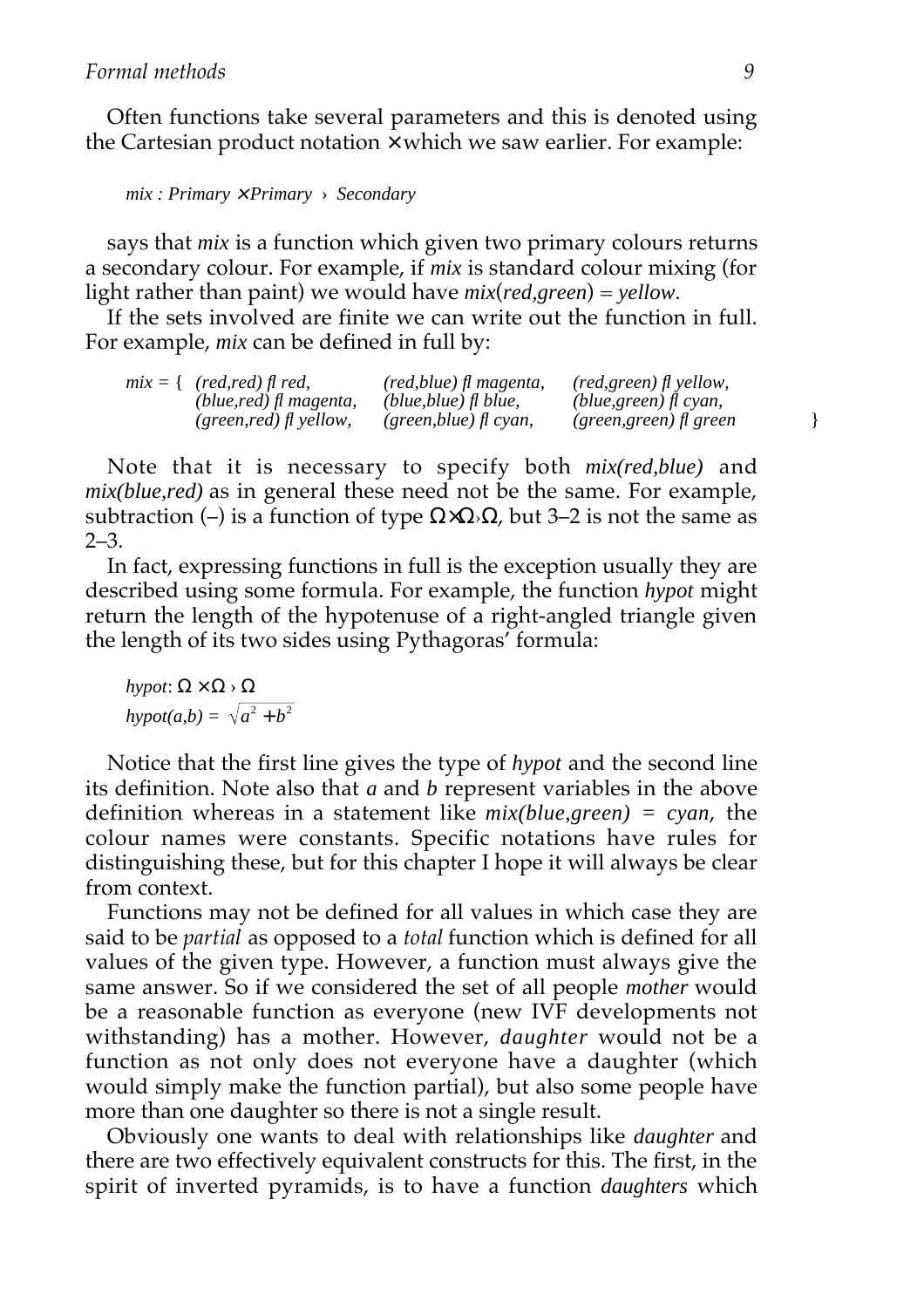Often functions take several parameters and this is denoted using the Cartesian product notation × which we saw earlier. For example:

$$mix : Primary \times Primary \rightarrow Secondary$$

says that *mix* is a function which given two primary colours returns a secondary colour. For example, if *mix* is standard colour mixing (for light rather than paint) we would have *mix*(*red*,*green*) = *yellow*.

If the sets involved are finite we can write out the function in full. For example, *mix* can be defined in full by:

$$
\begin{array}{llll}
mix = \{ & (red,red) \mapsto red, & (red,blue) \mapsto magenta, & (red,green) \mapsto yellow, \\
 & (blue,red) \mapsto magenta, & (blue,blue) \mapsto blue, & (blue,green) \mapsto cyan, \\
 & (green,red) \mapsto yellow, & (green,blue) \mapsto cyan, & (green,green) \mapsto green \quad \}
\end{array}
$$

Note that it is necessary to specify both *mix(red,blue)* and *mix(blue,red)* as in general these need not be the same. For example, subtraction (–) is a function of type $\Omega \times \Omega \rightarrow \Omega$, but 3–2 is not the same as 2–3.

In fact, expressing functions in full is the exception usually they are described using some formula. For example, the function *hypot* might return the length of the hypotenuse of a right-angled triangle given the length of its two sides using Pythagoras' formula:

$$hypot: \Omega \times \Omega \rightarrow \Omega$$
$$hypot(a,b) = \sqrt{a^2 + b^2}$$

Notice that the first line gives the type of *hypot* and the second line its definition. Note also that *a* and *b* represent variables in the above definition whereas in a statement like *mix(blue,green) = cyan*, the colour names were constants. Specific notations have rules for distinguishing these, but for this chapter I hope it will always be clear from context.

Functions may not be defined for all values in which case they are said to be *partial* as opposed to a *total* function which is defined for all values of the given type. However, a function must always give the same answer. So if we considered the set of all people *mother* would be a reasonable function as everyone (new IVF developments not withstanding) has a mother. However, *daughter* would not be a function as not only does not everyone have a daughter (which would simply make the function partial), but also some people have more than one daughter so there is not a single result.

Obviously one wants to deal with relationships like *daughter* and there are two effectively equivalent constructs for this. The first, in the spirit of inverted pyramids, is to have a function *daughters* which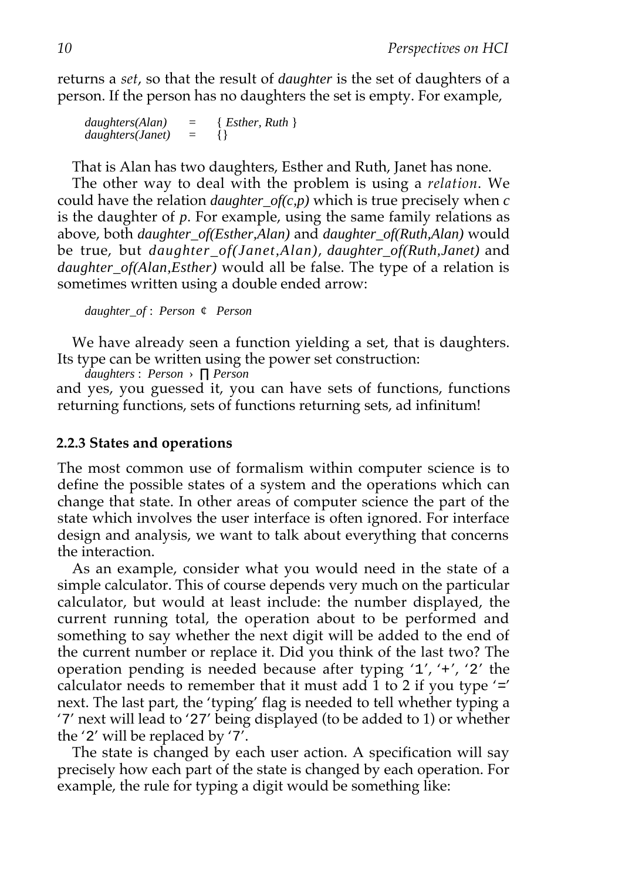returns a *set*, so that the result of *daughter* is the set of daughters of a person. If the person has no daughters the set is empty. For example,

$$daughters(Alan) = \{ Esther, Ruth \}$$
$$daughters(Janet) = \{\}$$

That is Alan has two daughters, Esther and Ruth, Janet has none.

The other way to deal with the problem is using a *relation*. We could have the relation *daughter_of(c,p)* which is true precisely when *c* is the daughter of *p*. For example, using the same family relations as above, both *daughter_of(Esther,Alan)* and *daughter_of(Ruth,Alan)* would be true, but *daughter_of(Janet,Alan)*, *daughter_of(Ruth,Janet)* and *daughter_of(Alan,Esther)* would all be false. The type of a relation is sometimes written using a double ended arrow:

$$daughter\_of : Person \leftrightarrow Person$$

We have already seen a function yielding a set, that is daughters. Its type can be written using the power set construction:

$$daughters : Person \rightarrow \mathbb{P}\ Person$$

and yes, you guessed it, you can have sets of functions, functions returning functions, sets of functions returning sets, ad infinitum!

### 2.2.3 States and operations

The most common use of formalism within computer science is to define the possible states of a system and the operations which can change that state. In other areas of computer science the part of the state which involves the user interface is often ignored. For interface design and analysis, we want to talk about everything that concerns the interaction.

As an example, consider what you would need in the state of a simple calculator. This of course depends very much on the particular calculator, but would at least include: the number displayed, the current running total, the operation about to be performed and something to say whether the next digit will be added to the end of the current number or replace it. Did you think of the last two? The operation pending is needed because after typing '1', '+', '2' the calculator needs to remember that it must add 1 to 2 if you type '=' next. The last part, the 'typing' flag is needed to tell whether typing a '7' next will lead to '27' being displayed (to be added to 1) or whether the '2' will be replaced by '7'.

The state is changed by each user action. A specification will say precisely how each part of the state is changed by each operation. For example, the rule for typing a digit would be something like: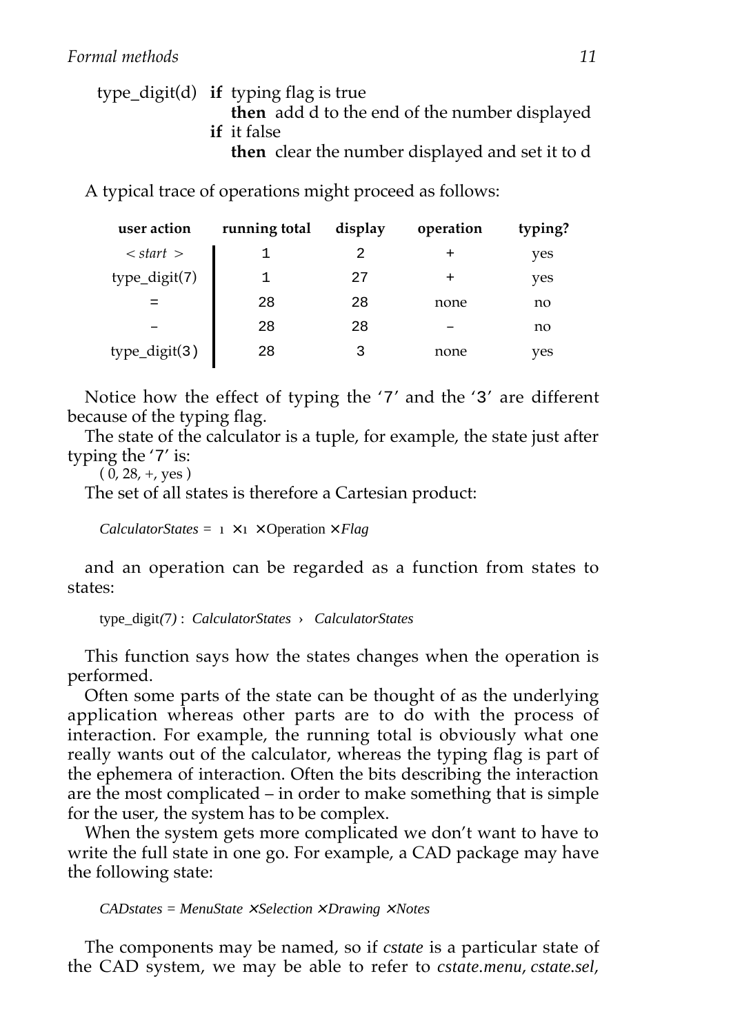type_digit(d) **if** typing flag is true
**then** add d to the end of the number displayed
**if** it false
**then** clear the number displayed and set it to d

A typical trace of operations might proceed as follows:

| user action | running total | display | operation | typing? |
|---|---|---|---|---|
| *< start >* | 1 | 2 | + | yes |
| type_digit(7) | 1 | 27 | + | yes |
| = | 28 | 28 | none | no |
| – | 28 | 28 | – | no |
| type_digit(3) | 28 | 3 | none | yes |

Notice how the effect of typing the '7' and the '3' are different because of the typing flag.

The state of the calculator is a tuple, for example, the state just after typing the '7' is:

( 0, 28, +, yes )

The set of all states is therefore a Cartesian product:

$$CalculatorStates = \mathbb{I} \times \mathbb{I} \times \text{Operation} \times Flag$$

and an operation can be regarded as a function from states to states:

$$\text{type\_digit}(7) : CalculatorStates \rightarrow CalculatorStates$$

This function says how the states changes when the operation is performed.

Often some parts of the state can be thought of as the underlying application whereas other parts are to do with the process of interaction. For example, the running total is obviously what one really wants out of the calculator, whereas the typing flag is part of the ephemera of interaction. Often the bits describing the interaction are the most complicated – in order to make something that is simple for the user, the system has to be complex.

When the system gets more complicated we don't want to have to write the full state in one go. For example, a CAD package may have the following state:

$$CADstates = MenuState \times Selection \times Drawing \times Notes$$

The components may be named, so if *cstate* is a particular state of the CAD system, we may be able to refer to *cstate.menu*, *cstate.sel*,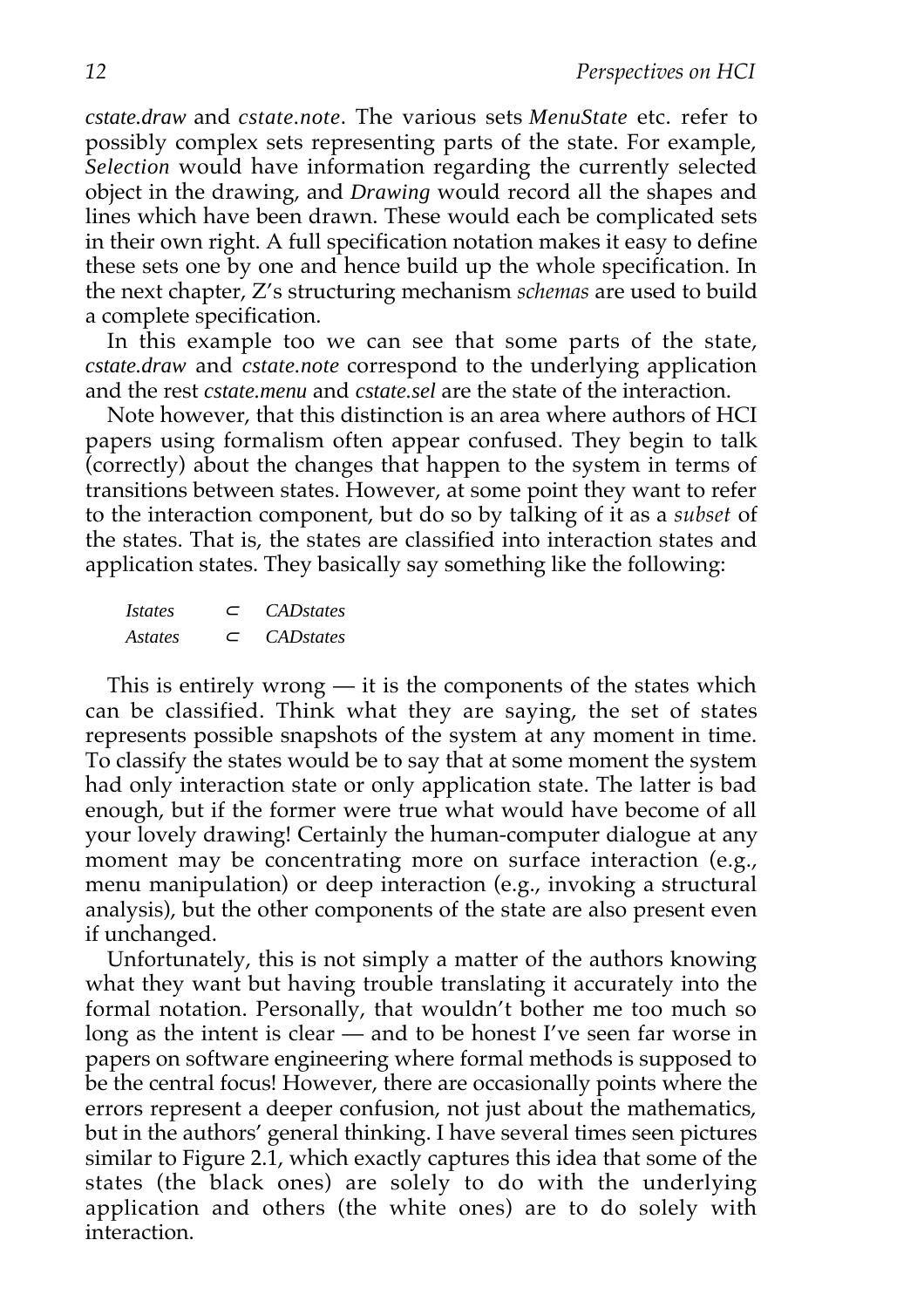*cstate.draw* and *cstate.note*. The various sets *MenuState* etc. refer to possibly complex sets representing parts of the state. For example, *Selection* would have information regarding the currently selected object in the drawing, and *Drawing* would record all the shapes and lines which have been drawn. These would each be complicated sets in their own right. A full specification notation makes it easy to define these sets one by one and hence build up the whole specification. In the next chapter, Z's structuring mechanism *schemas* are used to build a complete specification.

In this example too we can see that some parts of the state, *cstate.draw* and *cstate.note* correspond to the underlying application and the rest *cstate.menu* and *cstate.sel* are the state of the interaction.

Note however, that this distinction is an area where authors of HCI papers using formalism often appear confused. They begin to talk (correctly) about the changes that happen to the system in terms of transitions between states. However, at some point they want to refer to the interaction component, but do so by talking of it as a *subset* of the states. That is, the states are classified into interaction states and application states. They basically say something like the following:

$$
\begin{array}{lcl}
Istates & \subset & CADstates \\
Astates & \subset & CADstates
\end{array}
$$

This is entirely wrong — it is the components of the states which can be classified. Think what they are saying, the set of states represents possible snapshots of the system at any moment in time. To classify the states would be to say that at some moment the system had only interaction state or only application state. The latter is bad enough, but if the former were true what would have become of all your lovely drawing! Certainly the human-computer dialogue at any moment may be concentrating more on surface interaction (e.g., menu manipulation) or deep interaction (e.g., invoking a structural analysis), but the other components of the state are also present even if unchanged.

Unfortunately, this is not simply a matter of the authors knowing what they want but having trouble translating it accurately into the formal notation. Personally, that wouldn't bother me too much so long as the intent is clear — and to be honest I've seen far worse in papers on software engineering where formal methods is supposed to be the central focus! However, there are occasionally points where the errors represent a deeper confusion, not just about the mathematics, but in the authors' general thinking. I have several times seen pictures similar to Figure 2.1, which exactly captures this idea that some of the states (the black ones) are solely to do with the underlying application and others (the white ones) are to do solely with interaction.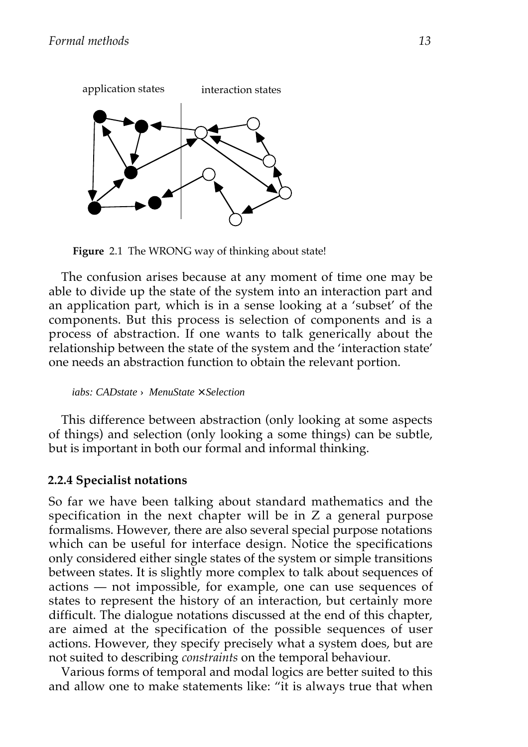application states interaction states

**Figure** 2.1 The WRONG way of thinking about state!

The confusion arises because at any moment of time one may be able to divide up the state of the system into an interaction part and an application part, which is in a sense looking at a 'subset' of the components. But this process is selection of components and is a process of abstraction. If one wants to talk generically about the relationship between the state of the system and the 'interaction state' one needs an abstraction function to obtain the relevant portion.

$$iabs: CADstate \rightarrow MenuState \times Selection$$

This difference between abstraction (only looking at some aspects of things) and selection (only looking a some things) can be subtle, but is important in both our formal and informal thinking.

### 2.2.4 Specialist notations

So far we have been talking about standard mathematics and the specification in the next chapter will be in Z a general purpose formalisms. However, there are also several special purpose notations which can be useful for interface design. Notice the specifications only considered either single states of the system or simple transitions between states. It is slightly more complex to talk about sequences of actions — not impossible, for example, one can use sequences of states to represent the history of an interaction, but certainly more difficult. The dialogue notations discussed at the end of this chapter, are aimed at the specification of the possible sequences of user actions. However, they specify precisely what a system does, but are not suited to describing *constraints* on the temporal behaviour.

Various forms of temporal and modal logics are better suited to this and allow one to make statements like: "it is always true that when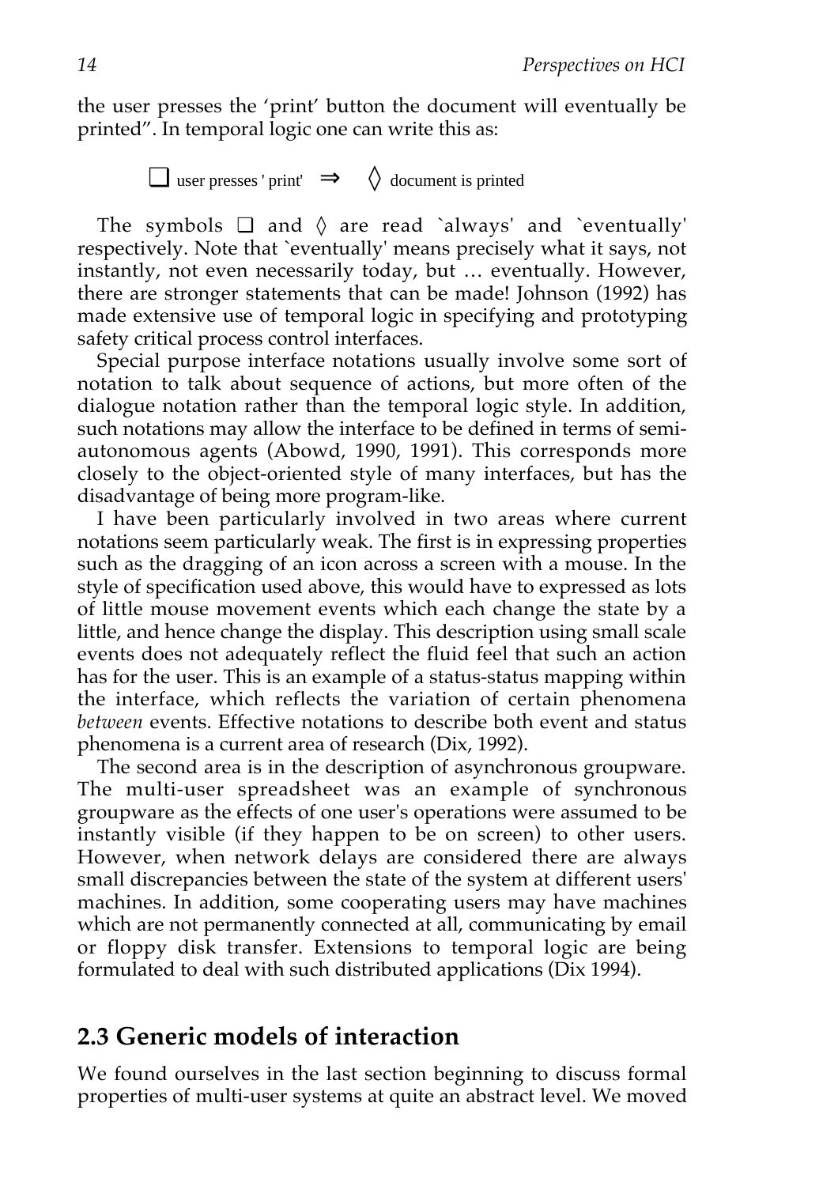the user presses the 'print' button the document will eventually be printed". In temporal logic one can write this as:

$$\Box \text{ user presses 'print'} \;\Rightarrow\; \Diamond \text{ document is printed}$$

The symbols $\Box$ and $\Diamond$ are read `always' and `eventually' respectively. Note that `eventually' means precisely what it says, not instantly, not even necessarily today, but … eventually. However, there are stronger statements that can be made! Johnson (1992) has made extensive use of temporal logic in specifying and prototyping safety critical process control interfaces.

Special purpose interface notations usually involve some sort of notation to talk about sequence of actions, but more often of the dialogue notation rather than the temporal logic style. In addition, such notations may allow the interface to be defined in terms of semi-autonomous agents (Abowd, 1990, 1991). This corresponds more closely to the object-oriented style of many interfaces, but has the disadvantage of being more program-like.

I have been particularly involved in two areas where current notations seem particularly weak. The first is in expressing properties such as the dragging of an icon across a screen with a mouse. In the style of specification used above, this would have to expressed as lots of little mouse movement events which each change the state by a little, and hence change the display. This description using small scale events does not adequately reflect the fluid feel that such an action has for the user. This is an example of a status-status mapping within the interface, which reflects the variation of certain phenomena *between* events. Effective notations to describe both event and status phenomena is a current area of research (Dix, 1992).

The second area is in the description of asynchronous groupware. The multi-user spreadsheet was an example of synchronous groupware as the effects of one user's operations were assumed to be instantly visible (if they happen to be on screen) to other users. However, when network delays are considered there are always small discrepancies between the state of the system at different users' machines. In addition, some cooperating users may have machines which are not permanently connected at all, communicating by email or floppy disk transfer. Extensions to temporal logic are being formulated to deal with such distributed applications (Dix 1994).

## 2.3 Generic models of interaction

We found ourselves in the last section beginning to discuss formal properties of multi-user systems at quite an abstract level. We moved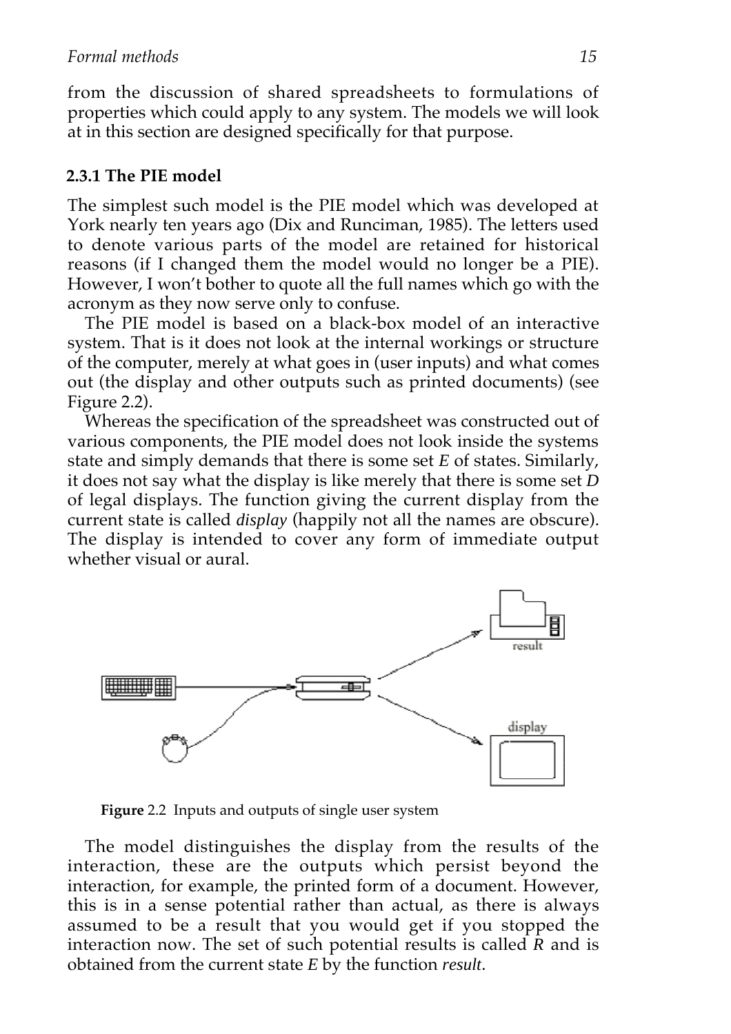from the discussion of shared spreadsheets to formulations of properties which could apply to any system. The models we will look at in this section are designed specifically for that purpose.

### 2.3.1 The PIE model

The simplest such model is the PIE model which was developed at York nearly ten years ago (Dix and Runciman, 1985). The letters used to denote various parts of the model are retained for historical reasons (if I changed them the model would no longer be a PIE). However, I won't bother to quote all the full names which go with the acronym as they now serve only to confuse.

The PIE model is based on a black-box model of an interactive system. That is it does not look at the internal workings or structure of the computer, merely at what goes in (user inputs) and what comes out (the display and other outputs such as printed documents) (see Figure 2.2).

Whereas the specification of the spreadsheet was constructed out of various components, the PIE model does not look inside the systems state and simply demands that there is some set *E* of states. Similarly, it does not say what the display is like merely that there is some set *D* of legal displays. The function giving the current display from the current state is called *display* (happily not all the names are obscure). The display is intended to cover any form of immediate output whether visual or aural.

**Figure** 2.2 Inputs and outputs of single user system

The model distinguishes the display from the results of the interaction, these are the outputs which persist beyond the interaction, for example, the printed form of a document. However, this is in a sense potential rather than actual, as there is always assumed to be a result that you would get if you stopped the interaction now. The set of such potential results is called *R* and is obtained from the current state *E* by the function *result*.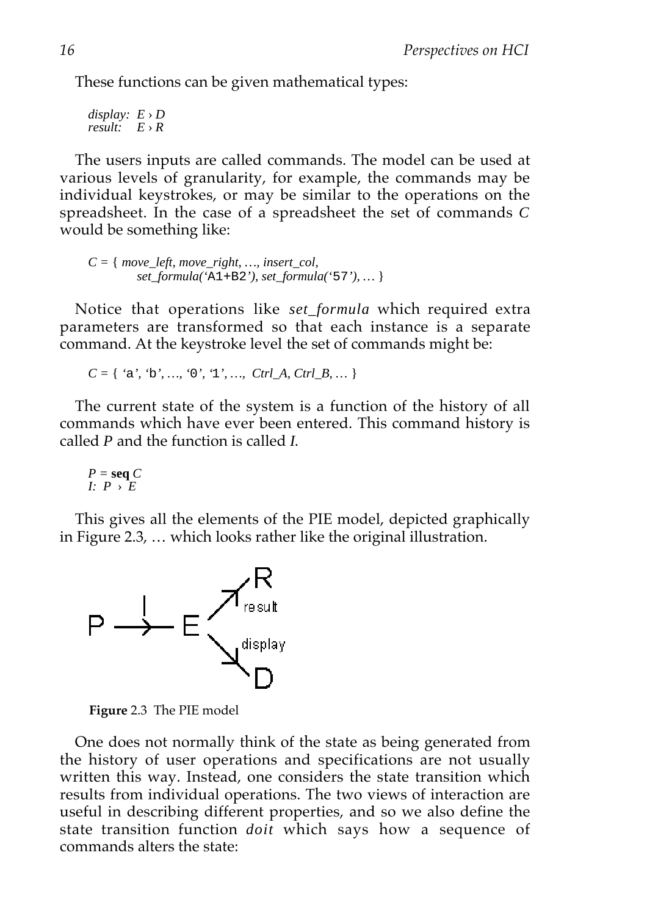These functions can be given mathematical types:

$display: E \rightarrow D$
$result: E \rightarrow R$

The users inputs are called commands. The model can be used at various levels of granularity, for example, the commands may be individual keystrokes, or may be similar to the operations on the spreadsheet. In the case of a spreadsheet the set of commands *C* would be something like:

*C* = { *move_left*, *move_right*, …, *insert_col*, *set_formula(*'`A1+B2`'*)*, *set_formula(*'`57`'*)*, … }

Notice that operations like *set_formula* which required extra parameters are transformed so that each instance is a separate command. At the keystroke level the set of commands might be:

*C* = { '`a`', '`b`', …, '`0`', '`1`', …, *Ctrl_A*, *Ctrl_B*, … }

The current state of the system is a function of the history of all commands which have ever been entered. This command history is called *P* and the function is called *I*.

$P = \mathbf{seq}\ C$
$I: P \rightarrow E$

This gives all the elements of the PIE model, depicted graphically in Figure 2.3, … which looks rather like the original illustration.

**Figure** 2.3 The PIE model

One does not normally think of the state as being generated from the history of user operations and specifications are not usually written this way. Instead, one considers the state transition which results from individual operations. The two views of interaction are useful in describing different properties, and so we also define the state transition function *doit* which says how a sequence of commands alters the state: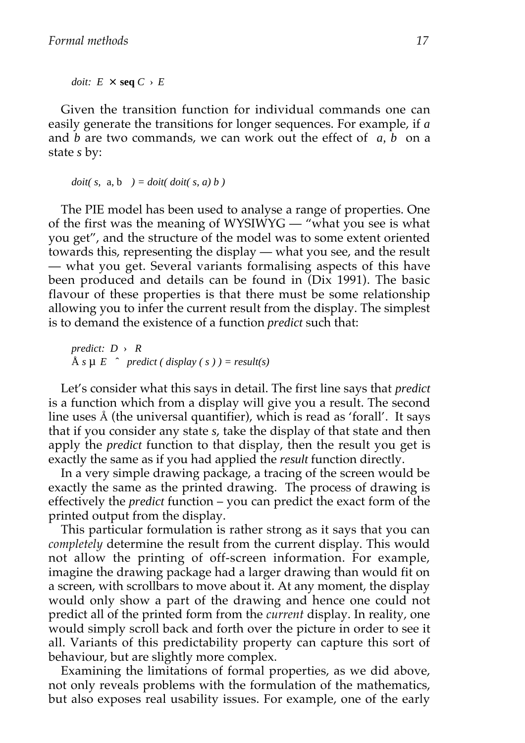$doit: E \times \mathbf{seq}\, C \rightarrow E$

Given the transition function for individual commands one can easily generate the transitions for longer sequences. For example, if *a* and *b* are two commands, we can work out the effect of $\langle a, b \rangle$ on a state *s* by:

$doit( s, \langle a, b \rangle ) = doit( doit( s, a) b )$

The PIE model has been used to analyse a range of properties. One of the first was the meaning of WYSIWYG — "what you see is what you get", and the structure of the model was to some extent oriented towards this, representing the display — what you see, and the result — what you get. Several variants formalising aspects of this have been produced and details can be found in (Dix 1991). The basic flavour of these properties is that there must be some relationship allowing you to infer the current result from the display. The simplest is to demand the existence of a function *predict* such that:

$predict: D \rightarrow R$
$\forall s \in E \bullet predict ( display ( s ) ) = result(s)$

Let's consider what this says in detail. The first line says that *predict* is a function which from a display will give you a result. The second line uses $\forall$ (the universal quantifier), which is read as 'forall'. It says that if you consider any state *s*, take the display of that state and then apply the *predict* function to that display, then the result you get is exactly the same as if you had applied the *result* function directly.

In a very simple drawing package, a tracing of the screen would be exactly the same as the printed drawing. The process of drawing is effectively the *predict* function – you can predict the exact form of the printed output from the display.

This particular formulation is rather strong as it says that you can *completely* determine the result from the current display. This would not allow the printing of off-screen information. For example, imagine the drawing package had a larger drawing than would fit on a screen, with scrollbars to move about it. At any moment, the display would only show a part of the drawing and hence one could not predict all of the printed form from the *current* display. In reality, one would simply scroll back and forth over the picture in order to see it all. Variants of this predictability property can capture this sort of behaviour, but are slightly more complex.

Examining the limitations of formal properties, as we did above, not only reveals problems with the formulation of the mathematics, but also exposes real usability issues. For example, one of the early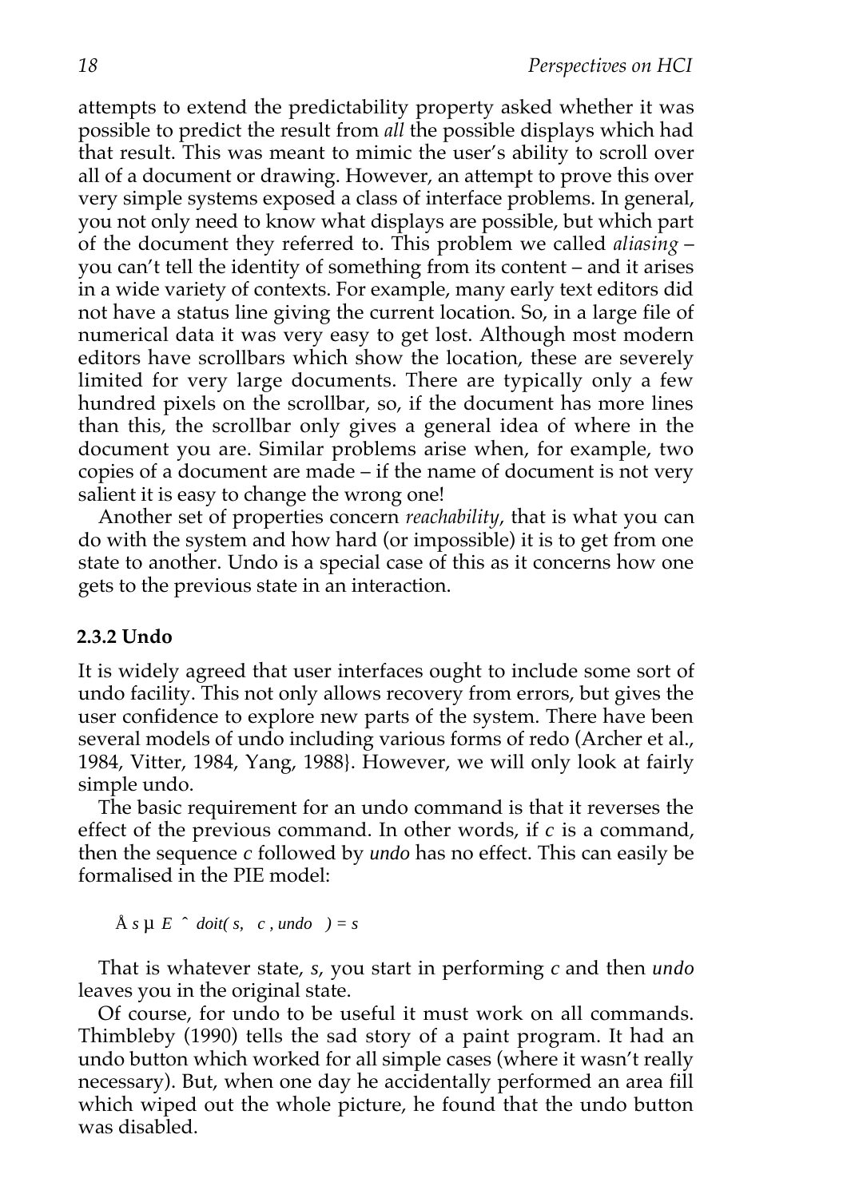attempts to extend the predictability property asked whether it was possible to predict the result from *all* the possible displays which had that result. This was meant to mimic the user's ability to scroll over all of a document or drawing. However, an attempt to prove this over very simple systems exposed a class of interface problems. In general, you not only need to know what displays are possible, but which part of the document they referred to. This problem we called *aliasing* – you can't tell the identity of something from its content – and it arises in a wide variety of contexts. For example, many early text editors did not have a status line giving the current location. So, in a large file of numerical data it was very easy to get lost. Although most modern editors have scrollbars which show the location, these are severely limited for very large documents. There are typically only a few hundred pixels on the scrollbar, so, if the document has more lines than this, the scrollbar only gives a general idea of where in the document you are. Similar problems arise when, for example, two copies of a document are made – if the name of document is not very salient it is easy to change the wrong one!

Another set of properties concern *reachability*, that is what you can do with the system and how hard (or impossible) it is to get from one state to another. Undo is a special case of this as it concerns how one gets to the previous state in an interaction.

### 2.3.2 Undo

It is widely agreed that user interfaces ought to include some sort of undo facility. This not only allows recovery from errors, but gives the user confidence to explore new parts of the system. There have been several models of undo including various forms of redo (Archer et al., 1984, Vitter, 1984, Yang, 1988}. However, we will only look at fairly simple undo.

The basic requirement for an undo command is that it reverses the effect of the previous command. In other words, if *c* is a command, then the sequence *c* followed by *undo* has no effect. This can easily be formalised in the PIE model:

$$\forall s \in E \bullet doit(s, \langle c, undo \rangle) = s$$

That is whatever state, *s*, you start in performing *c* and then *undo* leaves you in the original state.

Of course, for undo to be useful it must work on all commands. Thimbleby (1990) tells the sad story of a paint program. It had an undo button which worked for all simple cases (where it wasn't really necessary). But, when one day he accidentally performed an area fill which wiped out the whole picture, he found that the undo button was disabled.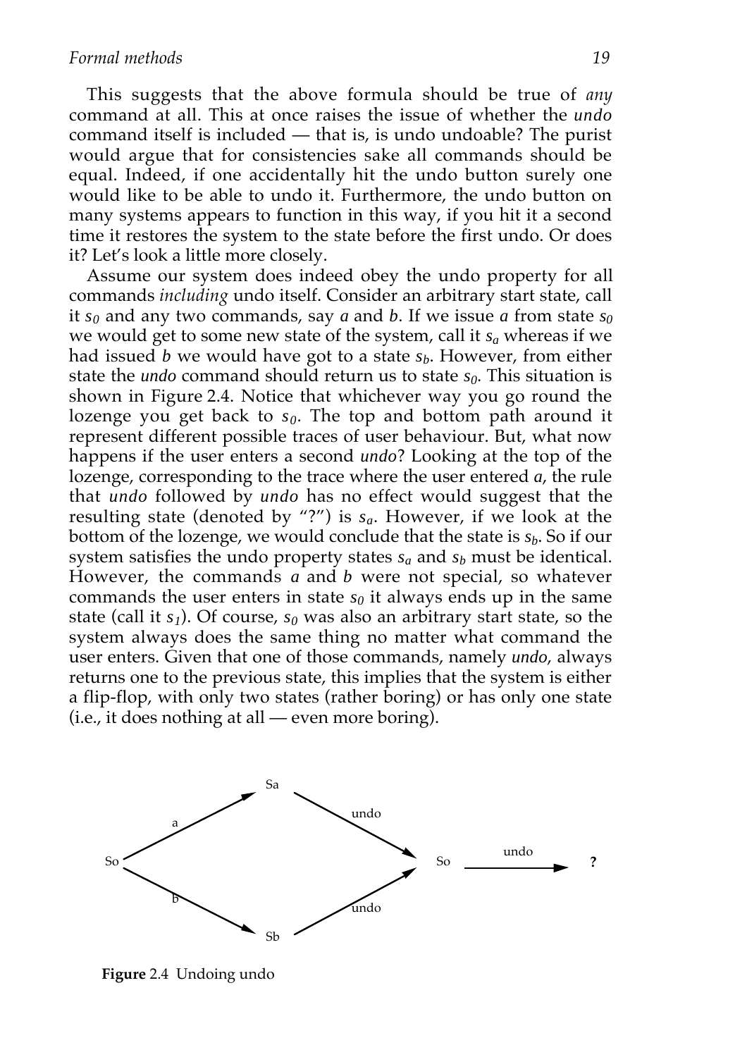This suggests that the above formula should be true of *any* command at all. This at once raises the issue of whether the *undo* command itself is included — that is, is undo undoable? The purist would argue that for consistencies sake all commands should be equal. Indeed, if one accidentally hit the undo button surely one would like to be able to undo it. Furthermore, the undo button on many systems appears to function in this way, if you hit it a second time it restores the system to the state before the first undo. Or does it? Let's look a little more closely.

Assume our system does indeed obey the undo property for all commands *including* undo itself. Consider an arbitrary start state, call it $s_0$ and any two commands, say *a* and *b*. If we issue *a* from state $s_0$ we would get to some new state of the system, call it $s_a$ whereas if we had issued *b* we would have got to a state $s_b$. However, from either state the *undo* command should return us to state $s_0$. This situation is shown in Figure 2.4. Notice that whichever way you go round the lozenge you get back to $s_0$. The top and bottom path around it represent different possible traces of user behaviour. But, what now happens if the user enters a second *undo*? Looking at the top of the lozenge, corresponding to the trace where the user entered *a*, the rule that *undo* followed by *undo* has no effect would suggest that the resulting state (denoted by "?") is $s_a$. However, if we look at the bottom of the lozenge, we would conclude that the state is $s_b$. So if our system satisfies the undo property states $s_a$ and $s_b$ must be identical. However, the commands *a* and *b* were not special, so whatever commands the user enters in state $s_0$ it always ends up in the same state (call it $s_1$). Of course, $s_0$ was also an arbitrary start state, so the system always does the same thing no matter what command the user enters. Given that one of those commands, namely *undo*, always returns one to the previous state, this implies that the system is either a flip-flop, with only two states (rather boring) or has only one state (i.e., it does nothing at all — even more boring).

```
                 Sa
            a  ↗    ↘  undo
        So              So  ──undo──▶  ?
            b  ↘    ↗  undo
                 Sb
```

**Figure** 2.4 Undoing undo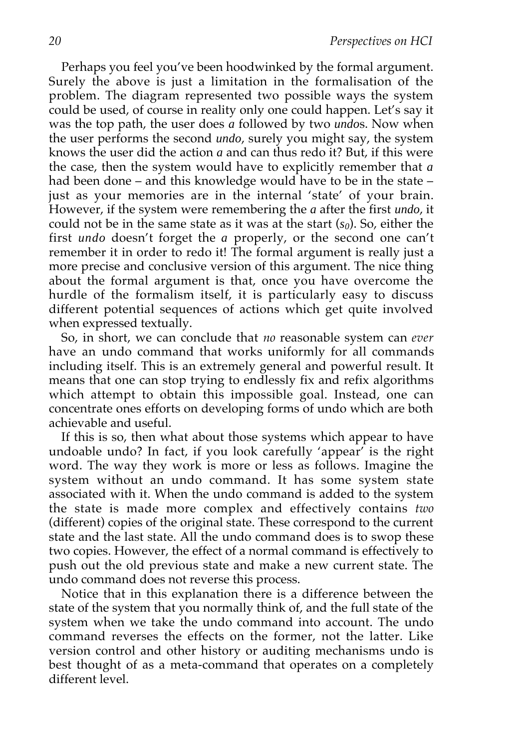Perhaps you feel you've been hoodwinked by the formal argument. Surely the above is just a limitation in the formalisation of the problem. The diagram represented two possible ways the system could be used, of course in reality only one could happen. Let's say it was the top path, the user does *a* followed by two *undo*s. Now when the user performs the second *undo*, surely you might say, the system knows the user did the action *a* and can thus redo it? But, if this were the case, then the system would have to explicitly remember that *a* had been done – and this knowledge would have to be in the state – just as your memories are in the internal 'state' of your brain. However, if the system were remembering the *a* after the first *undo*, it could not be in the same state as it was at the start ($s_0$). So, either the first *undo* doesn't forget the *a* properly, or the second one can't remember it in order to redo it! The formal argument is really just a more precise and conclusive version of this argument. The nice thing about the formal argument is that, once you have overcome the hurdle of the formalism itself, it is particularly easy to discuss different potential sequences of actions which get quite involved when expressed textually.

So, in short, we can conclude that *no* reasonable system can *ever* have an undo command that works uniformly for all commands including itself. This is an extremely general and powerful result. It means that one can stop trying to endlessly fix and refix algorithms which attempt to obtain this impossible goal. Instead, one can concentrate ones efforts on developing forms of undo which are both achievable and useful.

If this is so, then what about those systems which appear to have undoable undo? In fact, if you look carefully 'appear' is the right word. The way they work is more or less as follows. Imagine the system without an undo command. It has some system state associated with it. When the undo command is added to the system the state is made more complex and effectively contains *two* (different) copies of the original state. These correspond to the current state and the last state. All the undo command does is to swop these two copies. However, the effect of a normal command is effectively to push out the old previous state and make a new current state. The undo command does not reverse this process.

Notice that in this explanation there is a difference between the state of the system that you normally think of, and the full state of the system when we take the undo command into account. The undo command reverses the effects on the former, not the latter. Like version control and other history or auditing mechanisms undo is best thought of as a meta-command that operates on a completely different level.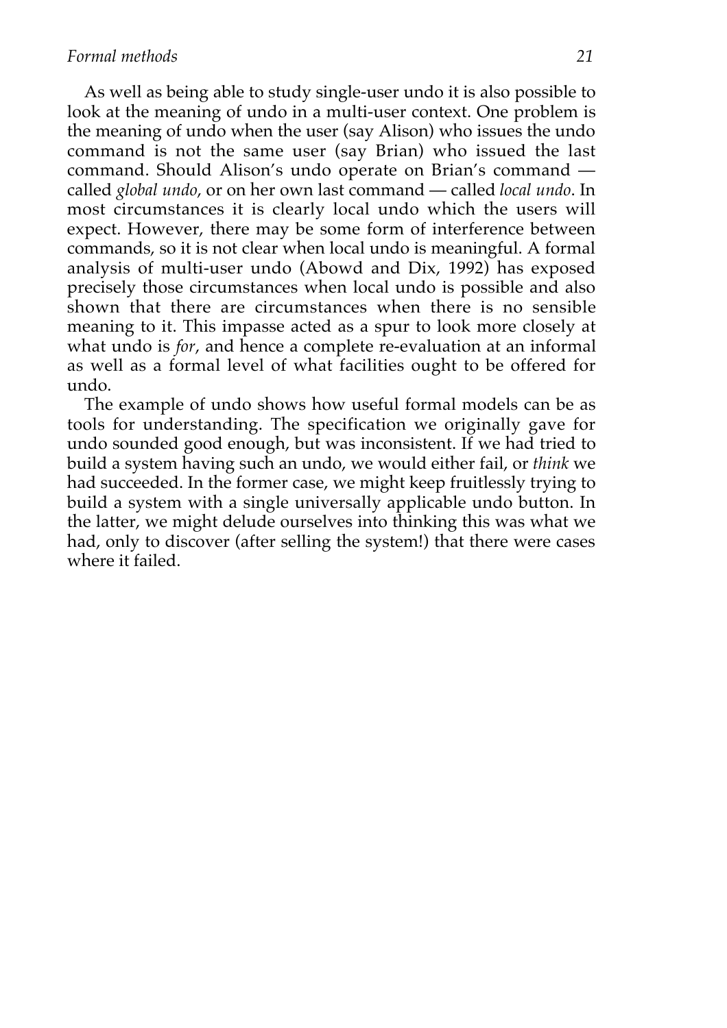As well as being able to study single-user undo it is also possible to look at the meaning of undo in a multi-user context. One problem is the meaning of undo when the user (say Alison) who issues the undo command is not the same user (say Brian) who issued the last command. Should Alison's undo operate on Brian's command — called *global undo*, or on her own last command — called *local undo*. In most circumstances it is clearly local undo which the users will expect. However, there may be some form of interference between commands, so it is not clear when local undo is meaningful. A formal analysis of multi-user undo (Abowd and Dix, 1992) has exposed precisely those circumstances when local undo is possible and also shown that there are circumstances when there is no sensible meaning to it. This impasse acted as a spur to look more closely at what undo is *for*, and hence a complete re-evaluation at an informal as well as a formal level of what facilities ought to be offered for undo.

The example of undo shows how useful formal models can be as tools for understanding. The specification we originally gave for undo sounded good enough, but was inconsistent. If we had tried to build a system having such an undo, we would either fail, or *think* we had succeeded. In the former case, we might keep fruitlessly trying to build a system with a single universally applicable undo button. In the latter, we might delude ourselves into thinking this was what we had, only to discover (after selling the system!) that there were cases where it failed.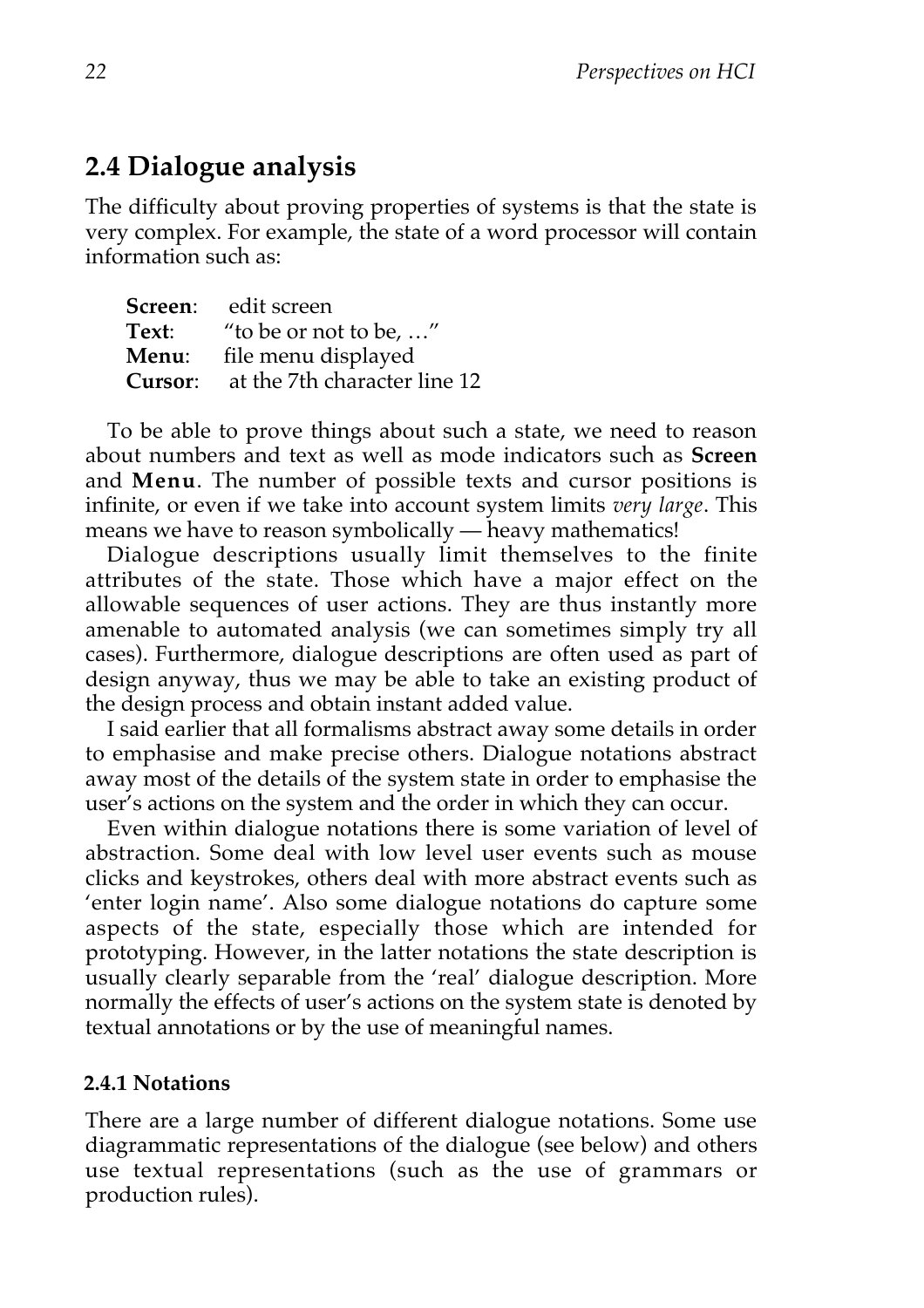## 2.4 Dialogue analysis

The difficulty about proving properties of systems is that the state is very complex. For example, the state of a word processor will contain information such as:

**Screen**: edit screen
**Text**: "to be or not to be, …"
**Menu**: file menu displayed
**Cursor**: at the 7th character line 12

To be able to prove things about such a state, we need to reason about numbers and text as well as mode indicators such as **Screen** and **Menu**. The number of possible texts and cursor positions is infinite, or even if we take into account system limits *very large*. This means we have to reason symbolically — heavy mathematics!

Dialogue descriptions usually limit themselves to the finite attributes of the state. Those which have a major effect on the allowable sequences of user actions. They are thus instantly more amenable to automated analysis (we can sometimes simply try all cases). Furthermore, dialogue descriptions are often used as part of design anyway, thus we may be able to take an existing product of the design process and obtain instant added value.

I said earlier that all formalisms abstract away some details in order to emphasise and make precise others. Dialogue notations abstract away most of the details of the system state in order to emphasise the user's actions on the system and the order in which they can occur.

Even within dialogue notations there is some variation of level of abstraction. Some deal with low level user events such as mouse clicks and keystrokes, others deal with more abstract events such as 'enter login name'. Also some dialogue notations do capture some aspects of the state, especially those which are intended for prototyping. However, in the latter notations the state description is usually clearly separable from the 'real' dialogue description. More normally the effects of user's actions on the system state is denoted by textual annotations or by the use of meaningful names.

### 2.4.1 Notations

There are a large number of different dialogue notations. Some use diagrammatic representations of the dialogue (see below) and others use textual representations (such as the use of grammars or production rules).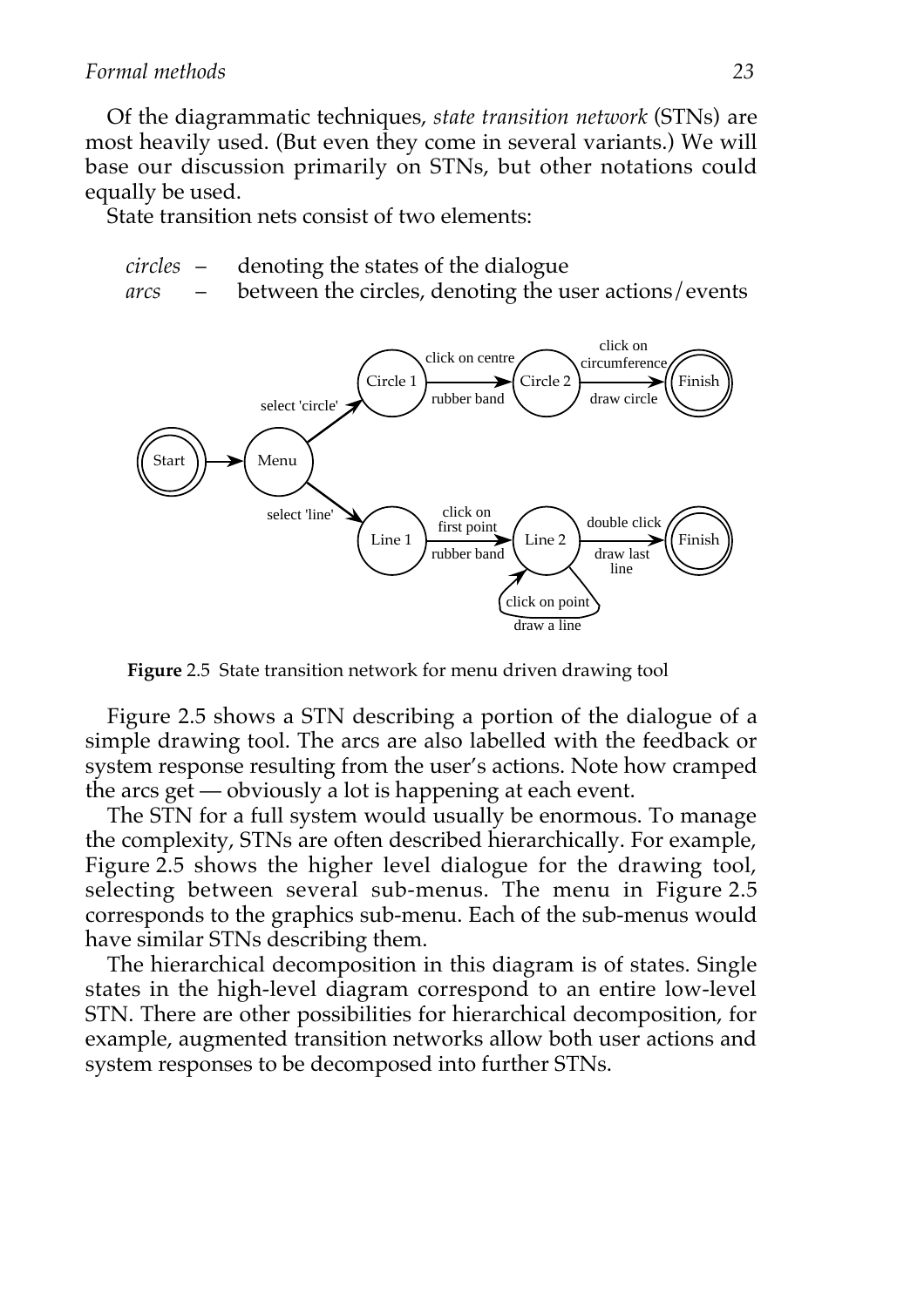Of the diagrammatic techniques, *state transition network* (STNs) are most heavily used. (But even they come in several variants.) We will base our discussion primarily on STNs, but other notations could equally be used.

State transition nets consist of two elements:

*circles* – denoting the states of the dialogue
*arcs* – between the circles, denoting the user actions/events

**Figure** 2.5 State transition network for menu driven drawing tool

Figure 2.5 shows a STN describing a portion of the dialogue of a simple drawing tool. The arcs are also labelled with the feedback or system response resulting from the user's actions. Note how cramped the arcs get — obviously a lot is happening at each event.

The STN for a full system would usually be enormous. To manage the complexity, STNs are often described hierarchically. For example, Figure 2.5 shows the higher level dialogue for the drawing tool, selecting between several sub-menus. The menu in Figure 2.5 corresponds to the graphics sub-menu. Each of the sub-menus would have similar STNs describing them.

The hierarchical decomposition in this diagram is of states. Single states in the high-level diagram correspond to an entire low-level STN. There are other possibilities for hierarchical decomposition, for example, augmented transition networks allow both user actions and system responses to be decomposed into further STNs.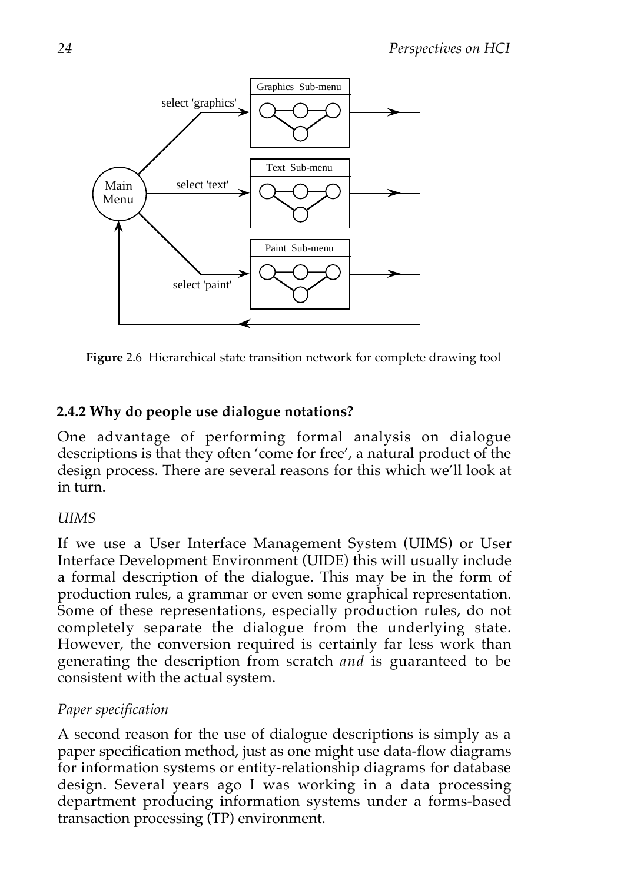**Figure** 2.6 Hierarchical state transition network for complete drawing tool

### 2.4.2 Why do people use dialogue notations?

One advantage of performing formal analysis on dialogue descriptions is that they often 'come for free', a natural product of the design process. There are several reasons for this which we'll look at in turn.

*UIMS*

If we use a User Interface Management System (UIMS) or User Interface Development Environment (UIDE) this will usually include a formal description of the dialogue. This may be in the form of production rules, a grammar or even some graphical representation. Some of these representations, especially production rules, do not completely separate the dialogue from the underlying state. However, the conversion required is certainly far less work than generating the description from scratch *and* is guaranteed to be consistent with the actual system.

*Paper specification*

A second reason for the use of dialogue descriptions is simply as a paper specification method, just as one might use data-flow diagrams for information systems or entity-relationship diagrams for database design. Several years ago I was working in a data processing department producing information systems under a forms-based transaction processing (TP) environment.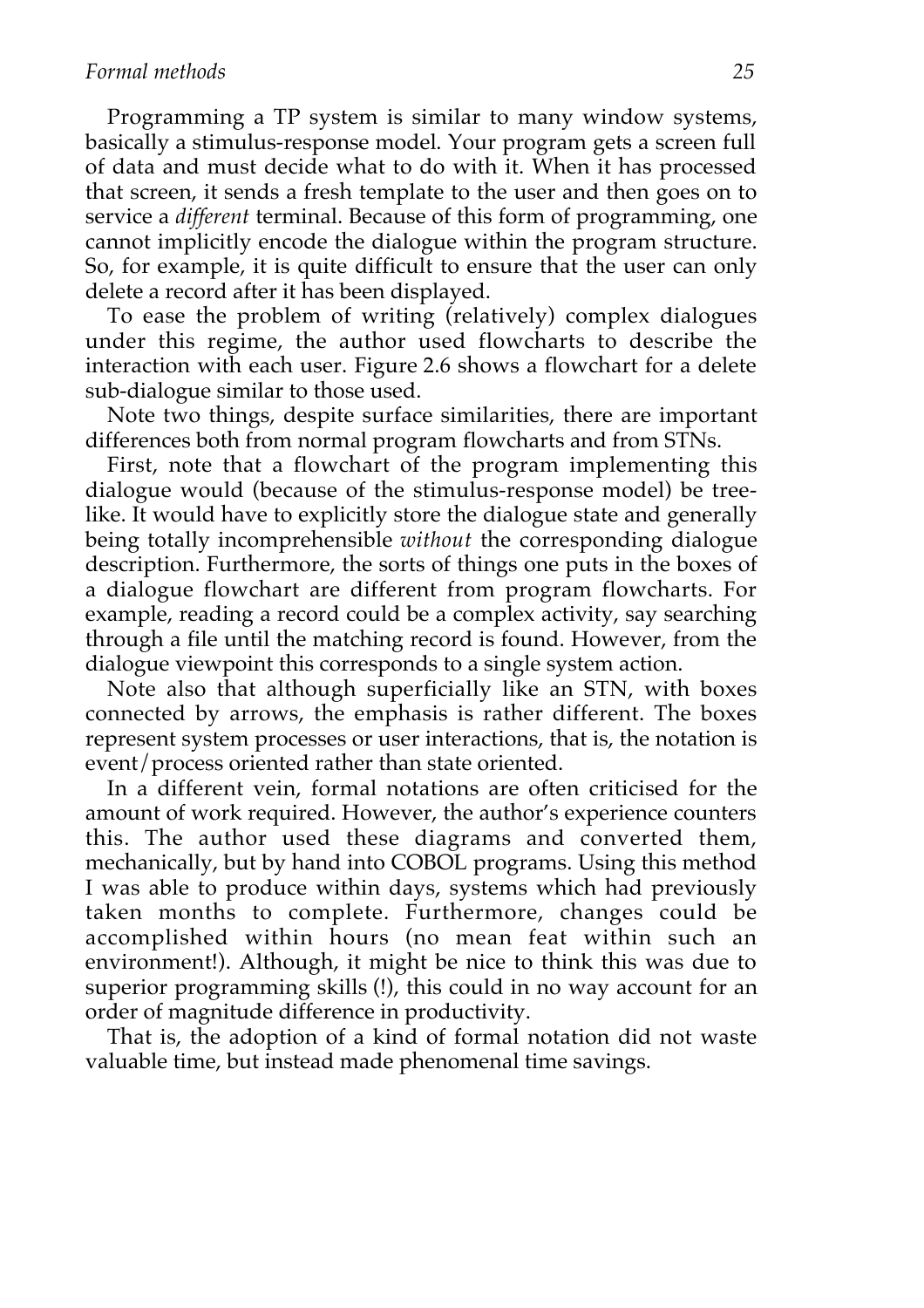Programming a TP system is similar to many window systems, basically a stimulus-response model. Your program gets a screen full of data and must decide what to do with it. When it has processed that screen, it sends a fresh template to the user and then goes on to service a *different* terminal. Because of this form of programming, one cannot implicitly encode the dialogue within the program structure. So, for example, it is quite difficult to ensure that the user can only delete a record after it has been displayed.

To ease the problem of writing (relatively) complex dialogues under this regime, the author used flowcharts to describe the interaction with each user. Figure 2.6 shows a flowchart for a delete sub-dialogue similar to those used.

Note two things, despite surface similarities, there are important differences both from normal program flowcharts and from STNs.

First, note that a flowchart of the program implementing this dialogue would (because of the stimulus-response model) be tree-like. It would have to explicitly store the dialogue state and generally being totally incomprehensible *without* the corresponding dialogue description. Furthermore, the sorts of things one puts in the boxes of a dialogue flowchart are different from program flowcharts. For example, reading a record could be a complex activity, say searching through a file until the matching record is found. However, from the dialogue viewpoint this corresponds to a single system action.

Note also that although superficially like an STN, with boxes connected by arrows, the emphasis is rather different. The boxes represent system processes or user interactions, that is, the notation is event/process oriented rather than state oriented.

In a different vein, formal notations are often criticised for the amount of work required. However, the author's experience counters this. The author used these diagrams and converted them, mechanically, but by hand into COBOL programs. Using this method I was able to produce within days, systems which had previously taken months to complete. Furthermore, changes could be accomplished within hours (no mean feat within such an environment!). Although, it might be nice to think this was due to superior programming skills (!), this could in no way account for an order of magnitude difference in productivity.

That is, the adoption of a kind of formal notation did not waste valuable time, but instead made phenomenal time savings.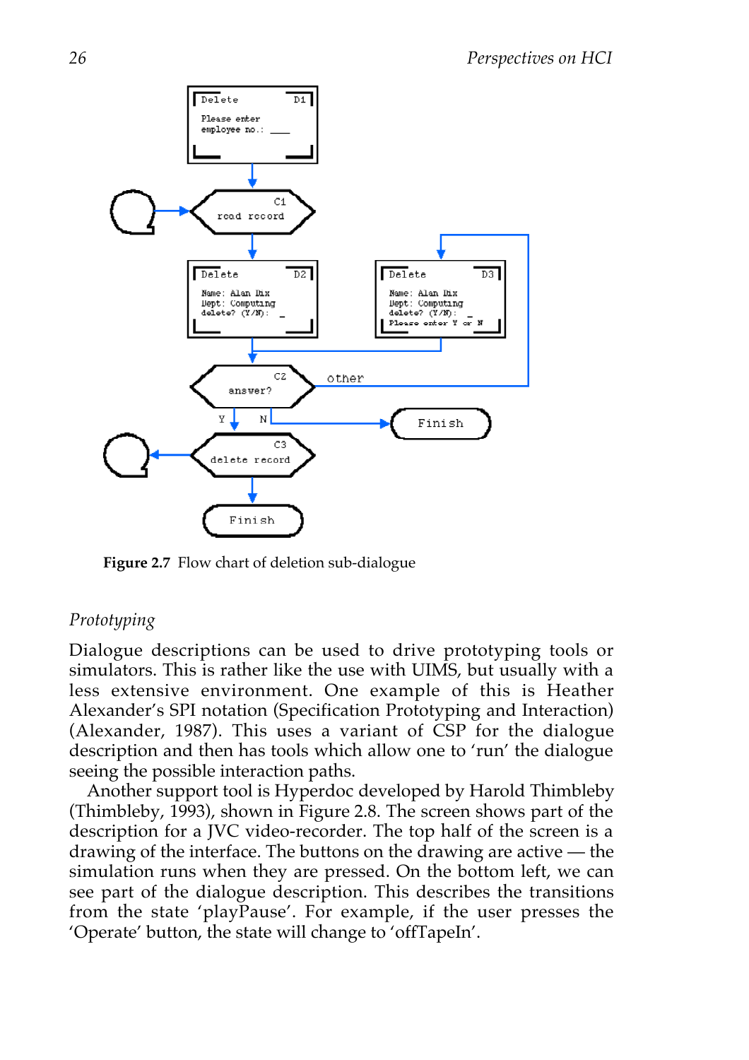**Figure 2.7** Flow chart of deletion sub-dialogue

*Prototyping*

Dialogue descriptions can be used to drive prototyping tools or simulators. This is rather like the use with UIMS, but usually with a less extensive environment. One example of this is Heather Alexander's SPI notation (Specification Prototyping and Interaction) (Alexander, 1987). This uses a variant of CSP for the dialogue description and then has tools which allow one to 'run' the dialogue seeing the possible interaction paths.

Another support tool is Hyperdoc developed by Harold Thimbleby (Thimbleby, 1993), shown in Figure 2.8. The screen shows part of the description for a JVC video-recorder. The top half of the screen is a drawing of the interface. The buttons on the drawing are active — the simulation runs when they are pressed. On the bottom left, we can see part of the dialogue description. This describes the transitions from the state 'playPause'. For example, if the user presses the 'Operate' button, the state will change to 'offTapeIn'.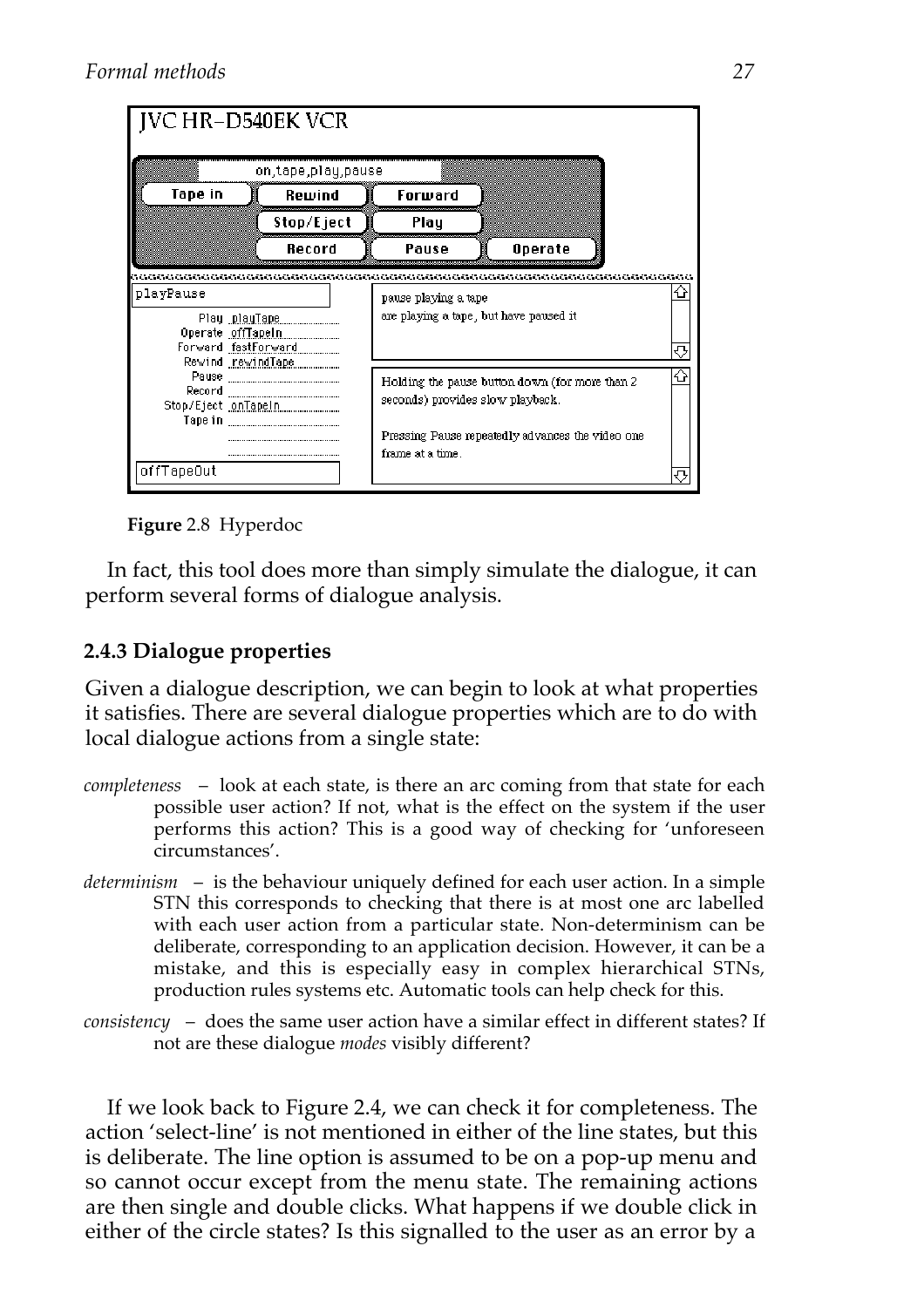Figure 2.8 Hyperdoc

In fact, this tool does more than simply simulate the dialogue, it can perform several forms of dialogue analysis.

### 2.4.3 Dialogue properties

Given a dialogue description, we can begin to look at what properties it satisfies. There are several dialogue properties which are to do with local dialogue actions from a single state:

*completeness* – look at each state, is there an arc coming from that state for each possible user action? If not, what is the effect on the system if the user performs this action? This is a good way of checking for 'unforeseen circumstances'.

*determinism* – is the behaviour uniquely defined for each user action. In a simple STN this corresponds to checking that there is at most one arc labelled with each user action from a particular state. Non-determinism can be deliberate, corresponding to an application decision. However, it can be a mistake, and this is especially easy in complex hierarchical STNs, production rules systems etc. Automatic tools can help check for this.

*consistency* – does the same user action have a similar effect in different states? If not are these dialogue *modes* visibly different?

If we look back to Figure 2.4, we can check it for completeness. The action 'select-line' is not mentioned in either of the line states, but this is deliberate. The line option is assumed to be on a pop-up menu and so cannot occur except from the menu state. The remaining actions are then single and double clicks. What happens if we double click in either of the circle states? Is this signalled to the user as an error by a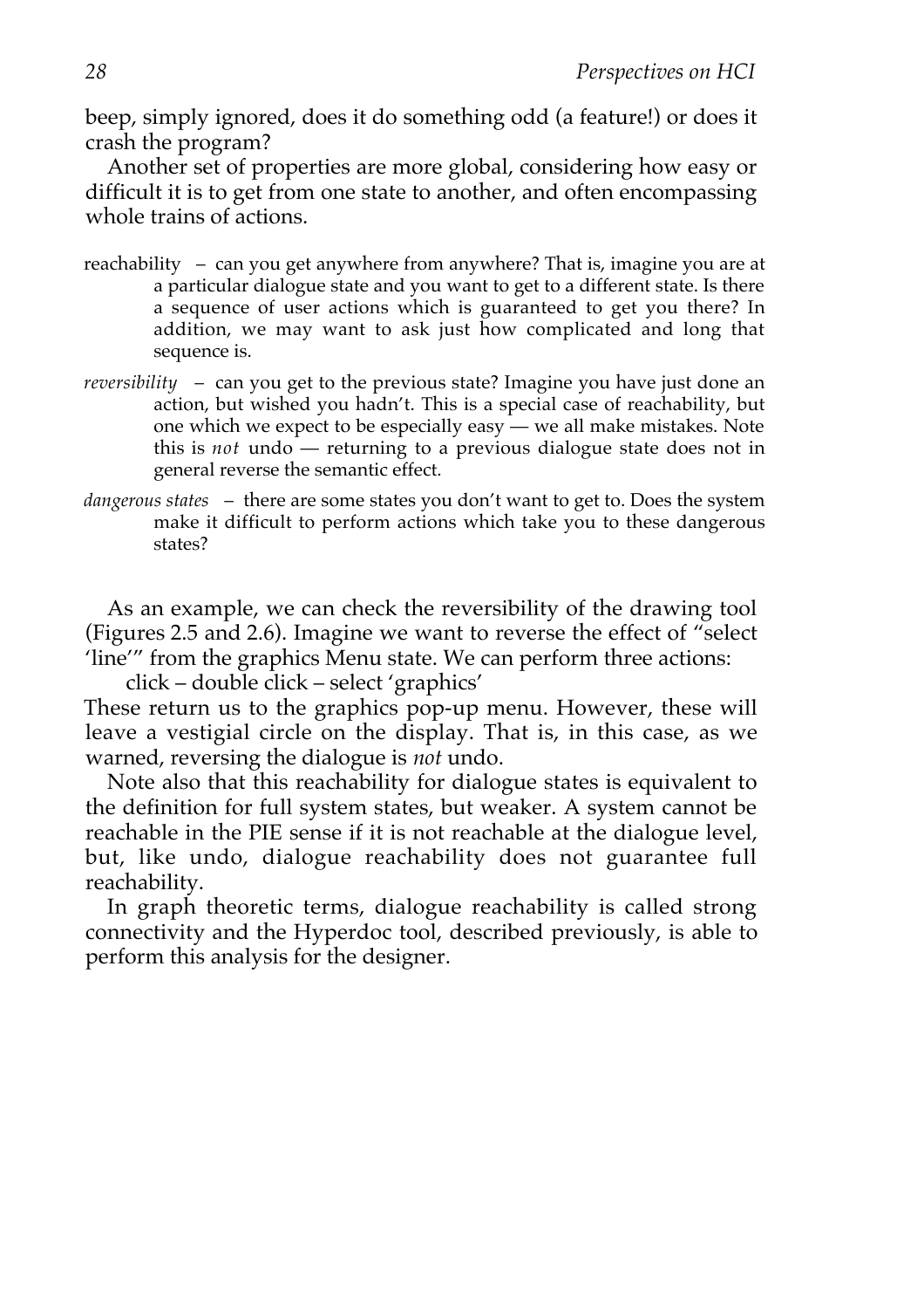beep, simply ignored, does it do something odd (a feature!) or does it crash the program?

Another set of properties are more global, considering how easy or difficult it is to get from one state to another, and often encompassing whole trains of actions.

reachability – can you get anywhere from anywhere? That is, imagine you are at a particular dialogue state and you want to get to a different state. Is there a sequence of user actions which is guaranteed to get you there? In addition, we may want to ask just how complicated and long that sequence is.

*reversibility* – can you get to the previous state? Imagine you have just done an action, but wished you hadn't. This is a special case of reachability, but one which we expect to be especially easy — we all make mistakes. Note this is *not* undo — returning to a previous dialogue state does not in general reverse the semantic effect.

*dangerous states* – there are some states you don't want to get to. Does the system make it difficult to perform actions which take you to these dangerous states?

As an example, we can check the reversibility of the drawing tool (Figures 2.5 and 2.6). Imagine we want to reverse the effect of "select 'line'" from the graphics Menu state. We can perform three actions:

click – double click – select 'graphics'

These return us to the graphics pop-up menu. However, these will leave a vestigial circle on the display. That is, in this case, as we warned, reversing the dialogue is *not* undo.

Note also that this reachability for dialogue states is equivalent to the definition for full system states, but weaker. A system cannot be reachable in the PIE sense if it is not reachable at the dialogue level, but, like undo, dialogue reachability does not guarantee full reachability.

In graph theoretic terms, dialogue reachability is called strong connectivity and the Hyperdoc tool, described previously, is able to perform this analysis for the designer.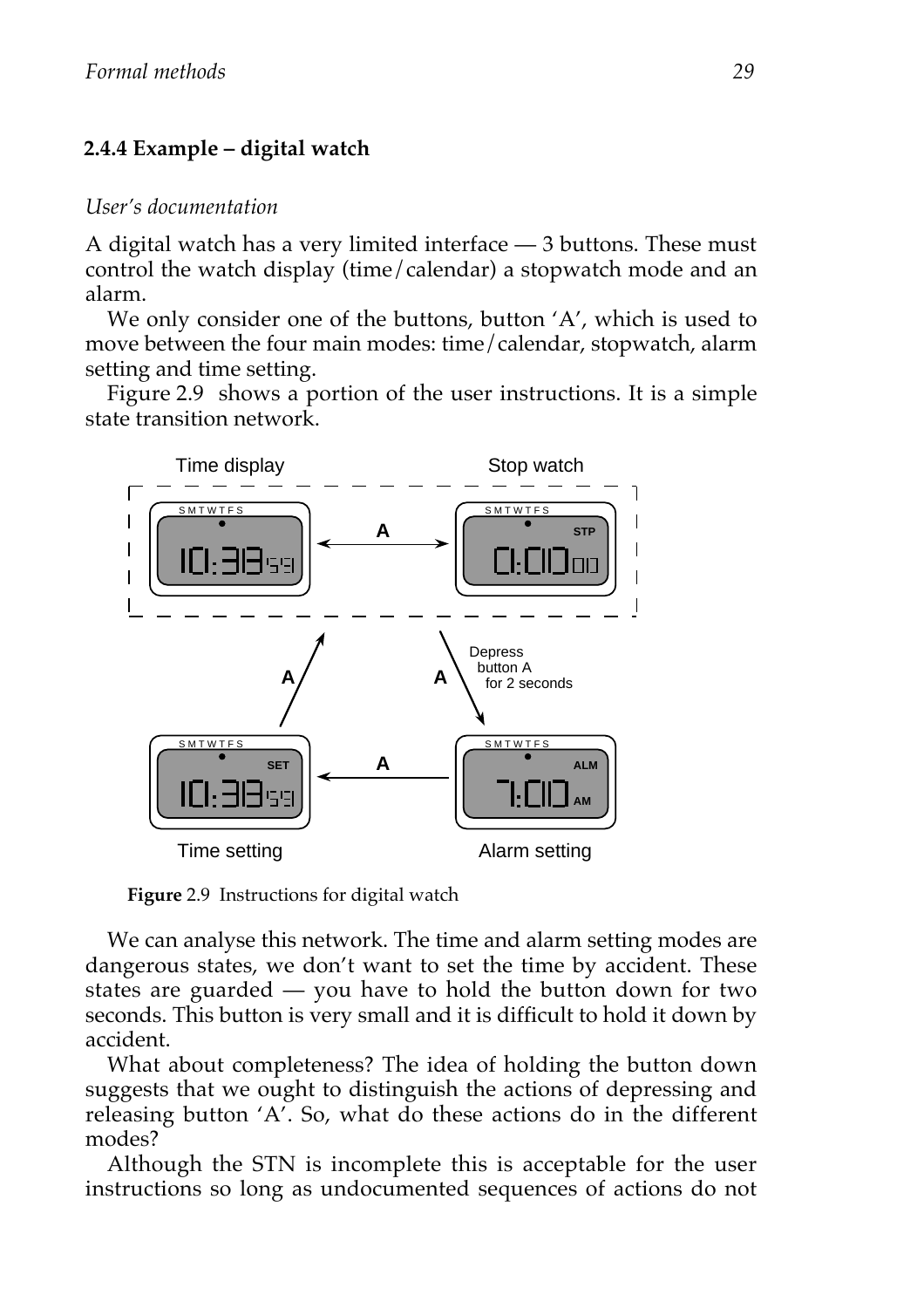### 2.4.4 Example – digital watch

*User's documentation*

A digital watch has a very limited interface — 3 buttons. These must control the watch display (time/calendar) a stopwatch mode and an alarm.

We only consider one of the buttons, button 'A', which is used to move between the four main modes: time/calendar, stopwatch, alarm setting and time setting.

Figure 2.9 shows a portion of the user instructions. It is a simple state transition network.

**Figure** 2.9 Instructions for digital watch

We can analyse this network. The time and alarm setting modes are dangerous states, we don't want to set the time by accident. These states are guarded — you have to hold the button down for two seconds. This button is very small and it is difficult to hold it down by accident.

What about completeness? The idea of holding the button down suggests that we ought to distinguish the actions of depressing and releasing button 'A'. So, what do these actions do in the different modes?

Although the STN is incomplete this is acceptable for the user instructions so long as undocumented sequences of actions do not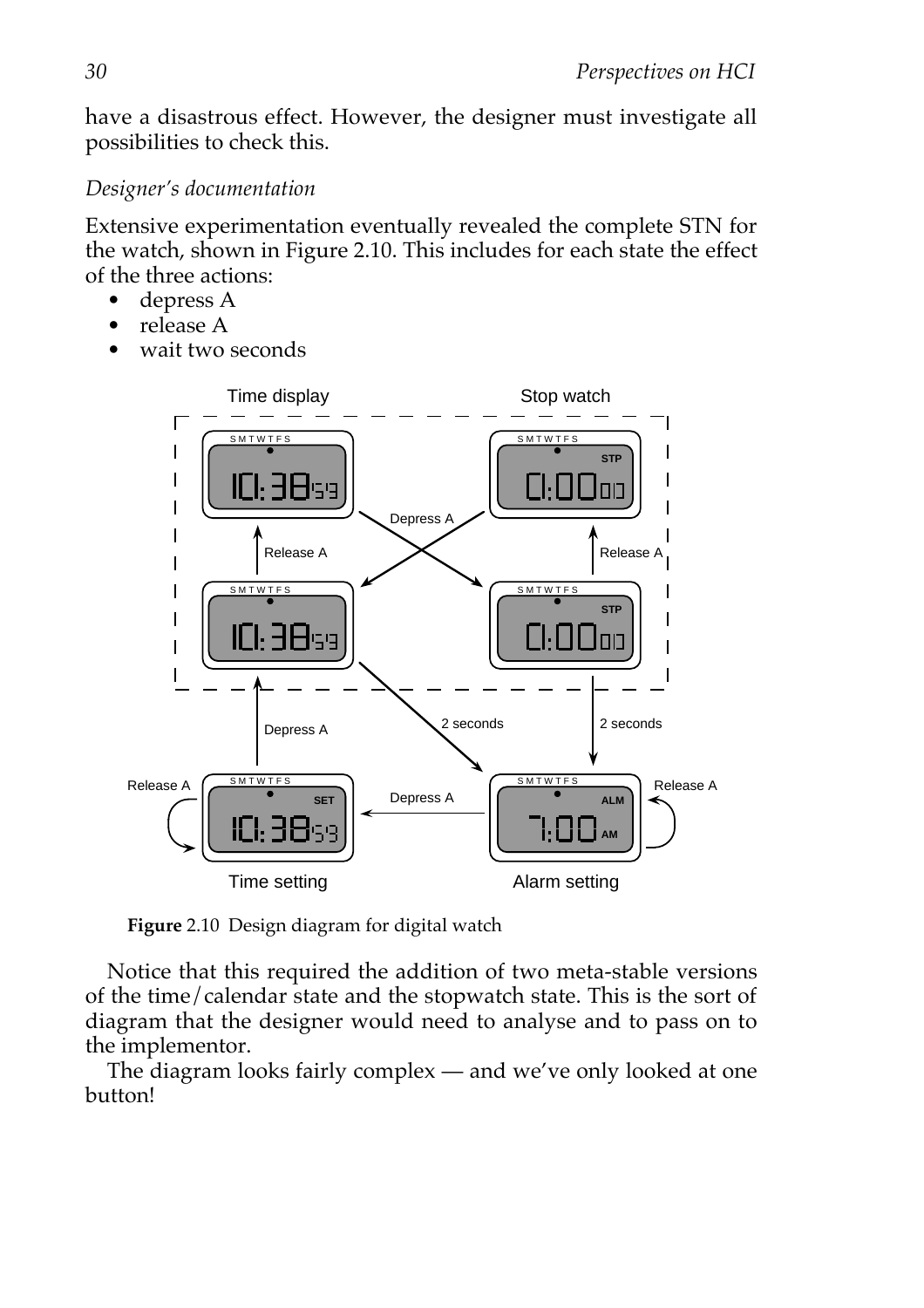have a disastrous effect. However, the designer must investigate all possibilities to check this.

*Designer's documentation*

Extensive experimentation eventually revealed the complete STN for the watch, shown in Figure 2.10. This includes for each state the effect of the three actions:

- depress A
- release A
- wait two seconds

**Figure** 2.10 Design diagram for digital watch

Notice that this required the addition of two meta-stable versions of the time/calendar state and the stopwatch state. This is the sort of diagram that the designer would need to analyse and to pass on to the implementor.

The diagram looks fairly complex — and we've only looked at one button!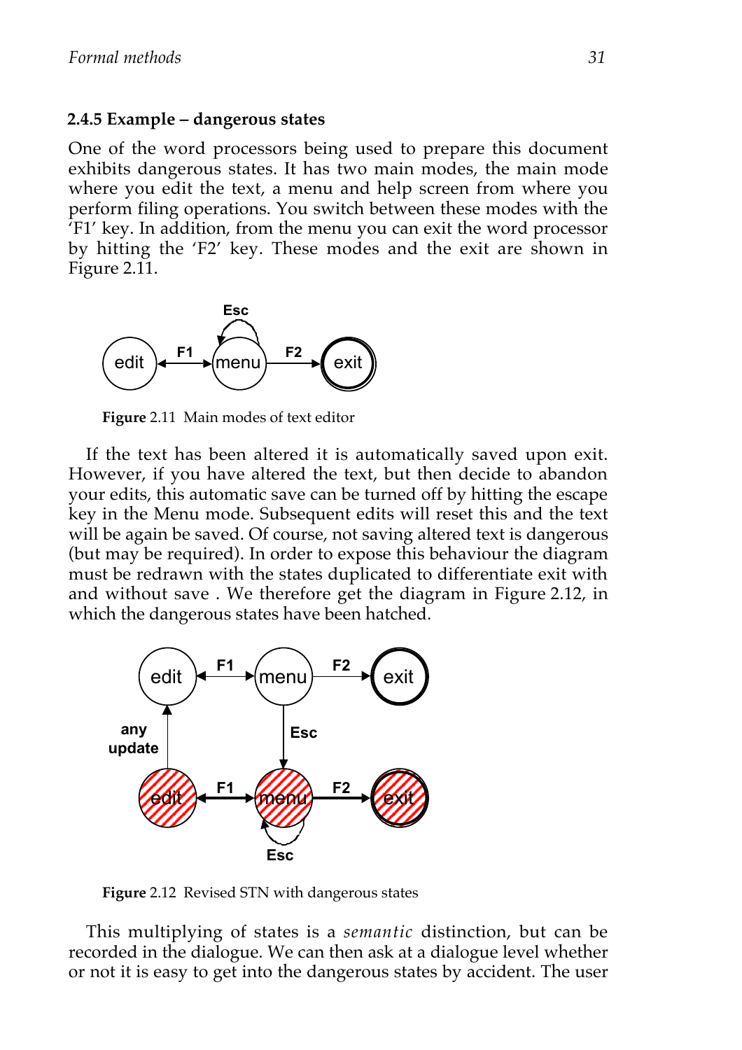### 2.4.5 Example – dangerous states

One of the word processors being used to prepare this document exhibits dangerous states. It has two main modes, the main mode where you edit the text, a menu and help screen from where you perform filing operations. You switch between these modes with the 'F1' key. In addition, from the menu you can exit the word processor by hitting the 'F2' key. These modes and the exit are shown in Figure 2.11.

**Figure** 2.11 Main modes of text editor

If the text has been altered it is automatically saved upon exit. However, if you have altered the text, but then decide to abandon your edits, this automatic save can be turned off by hitting the escape key in the Menu mode. Subsequent edits will reset this and the text will be again be saved. Of course, not saving altered text is dangerous (but may be required). In order to expose this behaviour the diagram must be redrawn with the states duplicated to differentiate exit with and without save . We therefore get the diagram in Figure 2.12, in which the dangerous states have been hatched.

**Figure** 2.12 Revised STN with dangerous states

This multiplying of states is a *semantic* distinction, but can be recorded in the dialogue. We can then ask at a dialogue level whether or not it is easy to get into the dangerous states by accident. The user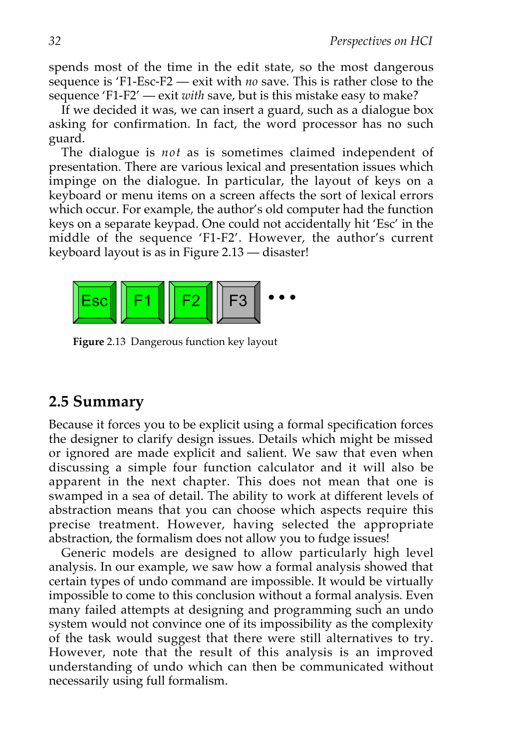spends most of the time in the edit state, so the most dangerous sequence is 'F1-Esc-F2 — exit with *no* save. This is rather close to the sequence 'F1-F2' — exit *with* save, but is this mistake easy to make?

If we decided it was, we can insert a guard, such as a dialogue box asking for confirmation. In fact, the word processor has no such guard.

The dialogue is *not* as is sometimes claimed independent of presentation. There are various lexical and presentation issues which impinge on the dialogue. In particular, the layout of keys on a keyboard or menu items on a screen affects the sort of lexical errors which occur. For example, the author's old computer had the function keys on a separate keypad. One could not accidentally hit 'Esc' in the middle of the sequence 'F1-F2'. However, the author's current keyboard layout is as in Figure 2.13 — disaster!

Esc F1 F2 F3 • • •

**Figure** 2.13 Dangerous function key layout

## 2.5 Summary

Because it forces you to be explicit using a formal specification forces the designer to clarify design issues. Details which might be missed or ignored are made explicit and salient. We saw that even when discussing a simple four function calculator and it will also be apparent in the next chapter. This does not mean that one is swamped in a sea of detail. The ability to work at different levels of abstraction means that you can choose which aspects require this precise treatment. However, having selected the appropriate abstraction, the formalism does not allow you to fudge issues!

Generic models are designed to allow particularly high level analysis. In our example, we saw how a formal analysis showed that certain types of undo command are impossible. It would be virtually impossible to come to this conclusion without a formal analysis. Even many failed attempts at designing and programming such an undo system would not convince one of its impossibility as the complexity of the task would suggest that there were still alternatives to try. However, note that the result of this analysis is an improved understanding of undo which can then be communicated without necessarily using full formalism.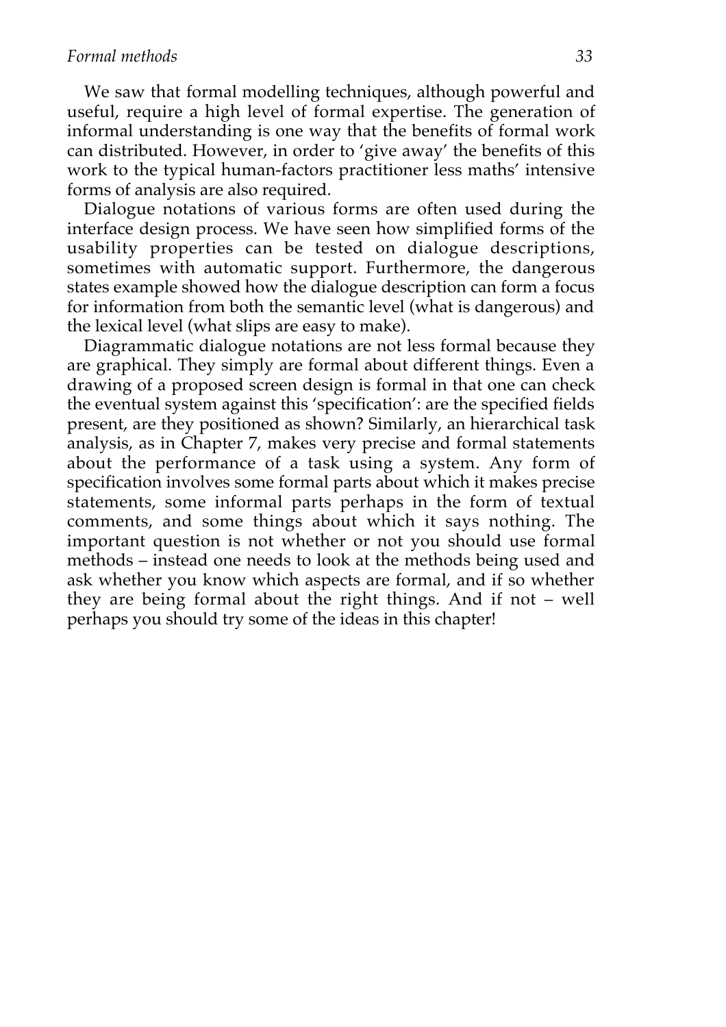We saw that formal modelling techniques, although powerful and useful, require a high level of formal expertise. The generation of informal understanding is one way that the benefits of formal work can distributed. However, in order to 'give away' the benefits of this work to the typical human-factors practitioner less maths' intensive forms of analysis are also required.

Dialogue notations of various forms are often used during the interface design process. We have seen how simplified forms of the usability properties can be tested on dialogue descriptions, sometimes with automatic support. Furthermore, the dangerous states example showed how the dialogue description can form a focus for information from both the semantic level (what is dangerous) and the lexical level (what slips are easy to make).

Diagrammatic dialogue notations are not less formal because they are graphical. They simply are formal about different things. Even a drawing of a proposed screen design is formal in that one can check the eventual system against this 'specification': are the specified fields present, are they positioned as shown? Similarly, an hierarchical task analysis, as in Chapter 7, makes very precise and formal statements about the performance of a task using a system. Any form of specification involves some formal parts about which it makes precise statements, some informal parts perhaps in the form of textual comments, and some things about which it says nothing. The important question is not whether or not you should use formal methods – instead one needs to look at the methods being used and ask whether you know which aspects are formal, and if so whether they are being formal about the right things. And if not – well perhaps you should try some of the ideas in this chapter!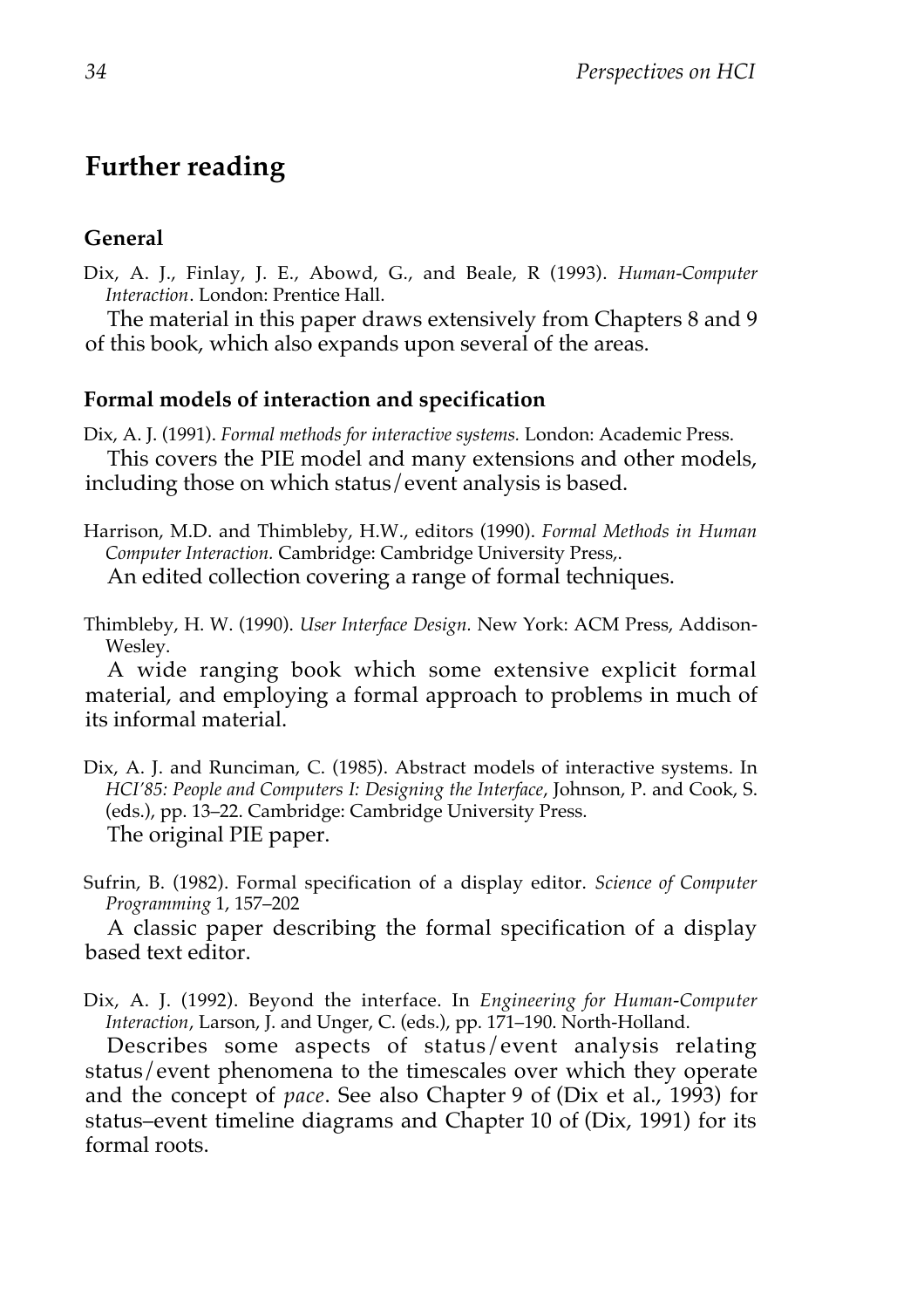## Further reading

### General

Dix, A. J., Finlay, J. E., Abowd, G., and Beale, R (1993). *Human-Computer Interaction*. London: Prentice Hall.

The material in this paper draws extensively from Chapters 8 and 9 of this book, which also expands upon several of the areas.

### Formal models of interaction and specification

Dix, A. J. (1991). *Formal methods for interactive systems.* London: Academic Press.

This covers the PIE model and many extensions and other models, including those on which status/event analysis is based.

Harrison, M.D. and Thimbleby, H.W., editors (1990). *Formal Methods in Human Computer Interaction.* Cambridge: Cambridge University Press,.

An edited collection covering a range of formal techniques.

Thimbleby, H. W. (1990). *User Interface Design.* New York: ACM Press, Addison-Wesley.

A wide ranging book which some extensive explicit formal material, and employing a formal approach to problems in much of its informal material.

Dix, A. J. and Runciman, C. (1985). Abstract models of interactive systems. In *HCI'85: People and Computers I: Designing the Interface*, Johnson, P. and Cook, S. (eds.), pp. 13–22. Cambridge: Cambridge University Press.

The original PIE paper.

Sufrin, B. (1982). Formal specification of a display editor. *Science of Computer Programming* 1, 157–202

A classic paper describing the formal specification of a display based text editor.

Dix, A. J. (1992). Beyond the interface. In *Engineering for Human-Computer Interaction*, Larson, J. and Unger, C. (eds.), pp. 171–190. North-Holland.

Describes some aspects of status/event analysis relating status/event phenomena to the timescales over which they operate and the concept of *pace*. See also Chapter 9 of (Dix et al., 1993) for status–event timeline diagrams and Chapter 10 of (Dix, 1991) for its formal roots.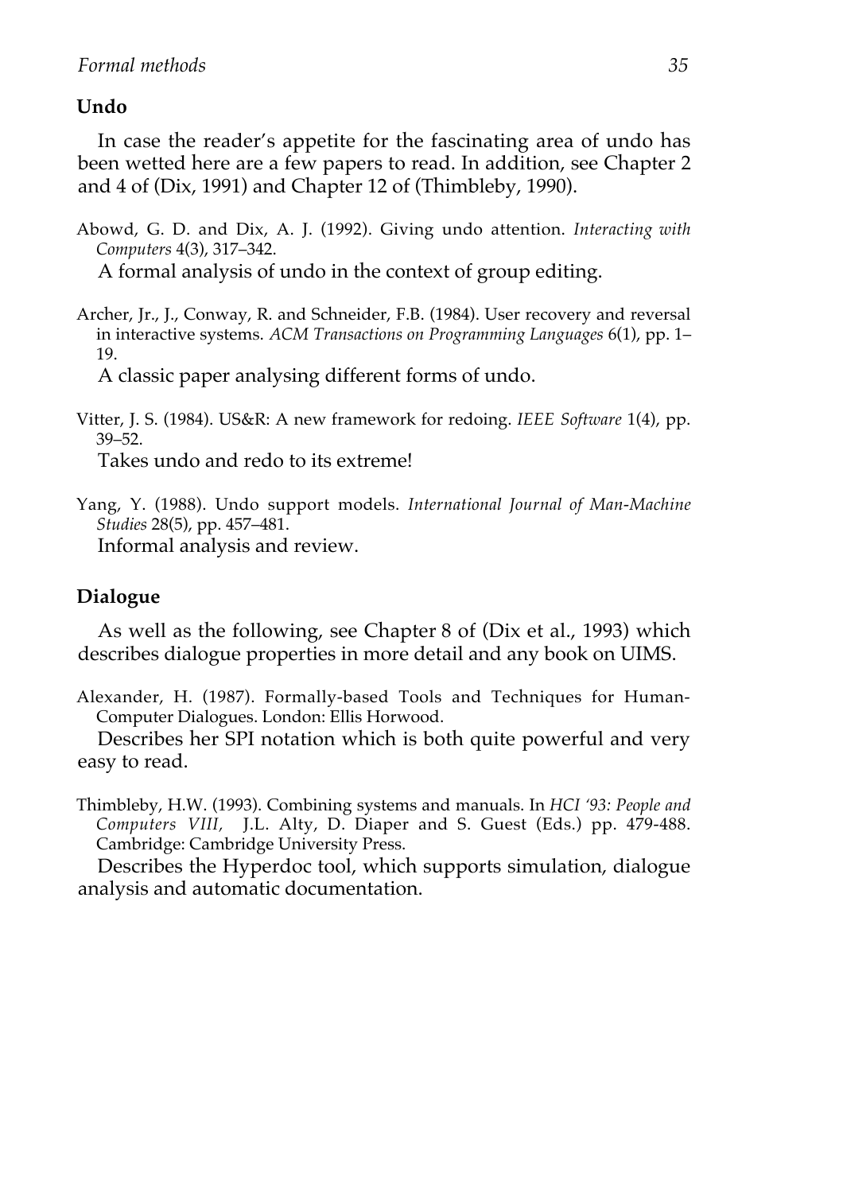## Undo

In case the reader's appetite for the fascinating area of undo has been wetted here are a few papers to read. In addition, see Chapter 2 and 4 of (Dix, 1991) and Chapter 12 of (Thimbleby, 1990).

Abowd, G. D. and Dix, A. J. (1992). Giving undo attention. *Interacting with Computers* 4(3), 317–342.

A formal analysis of undo in the context of group editing.

Archer, Jr., J., Conway, R. and Schneider, F.B. (1984). User recovery and reversal in interactive systems. *ACM Transactions on Programming Languages* 6(1), pp. 1–19.

A classic paper analysing different forms of undo.

Vitter, J. S. (1984). US&R: A new framework for redoing. *IEEE Software* 1(4), pp. 39–52.

Takes undo and redo to its extreme!

Yang, Y. (1988). Undo support models. *International Journal of Man-Machine Studies* 28(5), pp. 457–481.

Informal analysis and review.

## Dialogue

As well as the following, see Chapter 8 of (Dix et al., 1993) which describes dialogue properties in more detail and any book on UIMS.

Alexander, H. (1987). Formally-based Tools and Techniques for Human-Computer Dialogues. London: Ellis Horwood.

Describes her SPI notation which is both quite powerful and very easy to read.

Thimbleby, H.W. (1993). Combining systems and manuals. In *HCI '93: People and Computers VIII,* J.L. Alty, D. Diaper and S. Guest (Eds.) pp. 479-488. Cambridge: Cambridge University Press.

Describes the Hyperdoc tool, which supports simulation, dialogue analysis and automatic documentation.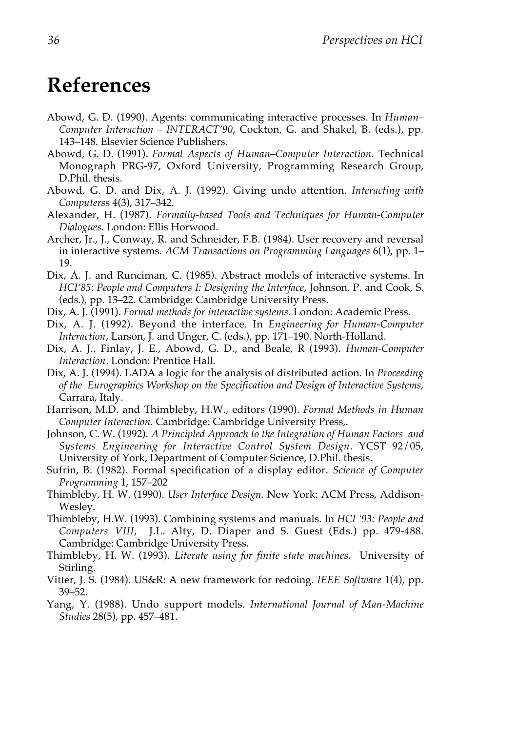# References

Abowd, G. D. (1990). Agents: communicating interactive processes. In *Human–Computer Interaction – INTERACT'90*, Cockton, G. and Shakel, B. (eds.), pp. 143–148. Elsevier Science Publishers.

Abowd, G. D. (1991). *Formal Aspects of Human–Computer Interaction*. Technical Monograph PRG-97, Oxford University, Programming Research Group, D.Phil. thesis.

Abowd, G. D. and Dix, A. J. (1992). Giving undo attention. *Interacting with Computerss* 4(3), 317–342.

Alexander, H. (1987). *Formally-based Tools and Techniques for Human-Computer Dialogues.* London: Ellis Horwood.

Archer, Jr., J., Conway, R. and Schneider, F.B. (1984). User recovery and reversal in interactive systems. *ACM Transactions on Programming Languages* 6(1), pp. 1–19.

Dix, A. J. and Runciman, C. (1985). Abstract models of interactive systems. In *HCI'85: People and Computers I: Designing the Interface*, Johnson, P. and Cook, S. (eds.), pp. 13–22. Cambridge: Cambridge University Press.

Dix, A. J. (1991). *Formal methods for interactive systems.* London: Academic Press.

Dix, A. J. (1992). Beyond the interface. In *Engineering for Human-Computer Interaction*, Larson, J. and Unger, C. (eds.), pp. 171–190. North-Holland.

Dix, A. J., Finlay, J. E., Abowd, G. D., and Beale, R (1993). *Human-Computer Interaction*. London: Prentice Hall.

Dix, A. J. (1994). LADA a logic for the analysis of distributed action. In *Proceeding of the Eurographics Workshop on the Specification and Design of Interactive Systems*, Carrara, Italy.

Harrison, M.D. and Thimbleby, H.W., editors (1990). *Formal Methods in Human Computer Interaction.* Cambridge: Cambridge University Press,.

Johnson, C. W. (1992). *A Principled Approach to the Integration of Human Factors and Systems Engineering for Interactive Control System Design*. YCST 92/05, University of York, Department of Computer Science, D.Phil. thesis.

Sufrin, B. (1982). Formal specification of a display editor. *Science of Computer Programming* 1, 157–202

Thimbleby, H. W. (1990). *User Interface Design.* New York: ACM Press, Addison-Wesley.

Thimbleby, H.W. (1993). Combining systems and manuals. In *HCI '93: People and Computers VIII,* J.L. Alty, D. Diaper and S. Guest (Eds.) pp. 479-488. Cambridge: Cambridge University Press.

Thimbleby, H. W. (1993). *Literate using for finite state machines.* University of Stirling.

Vitter, J. S. (1984). US&R: A new framework for redoing. *IEEE Software* 1(4), pp. 39–52.

Yang, Y. (1988). Undo support models. *International Journal of Man-Machine Studies* 28(5), pp. 457–481.